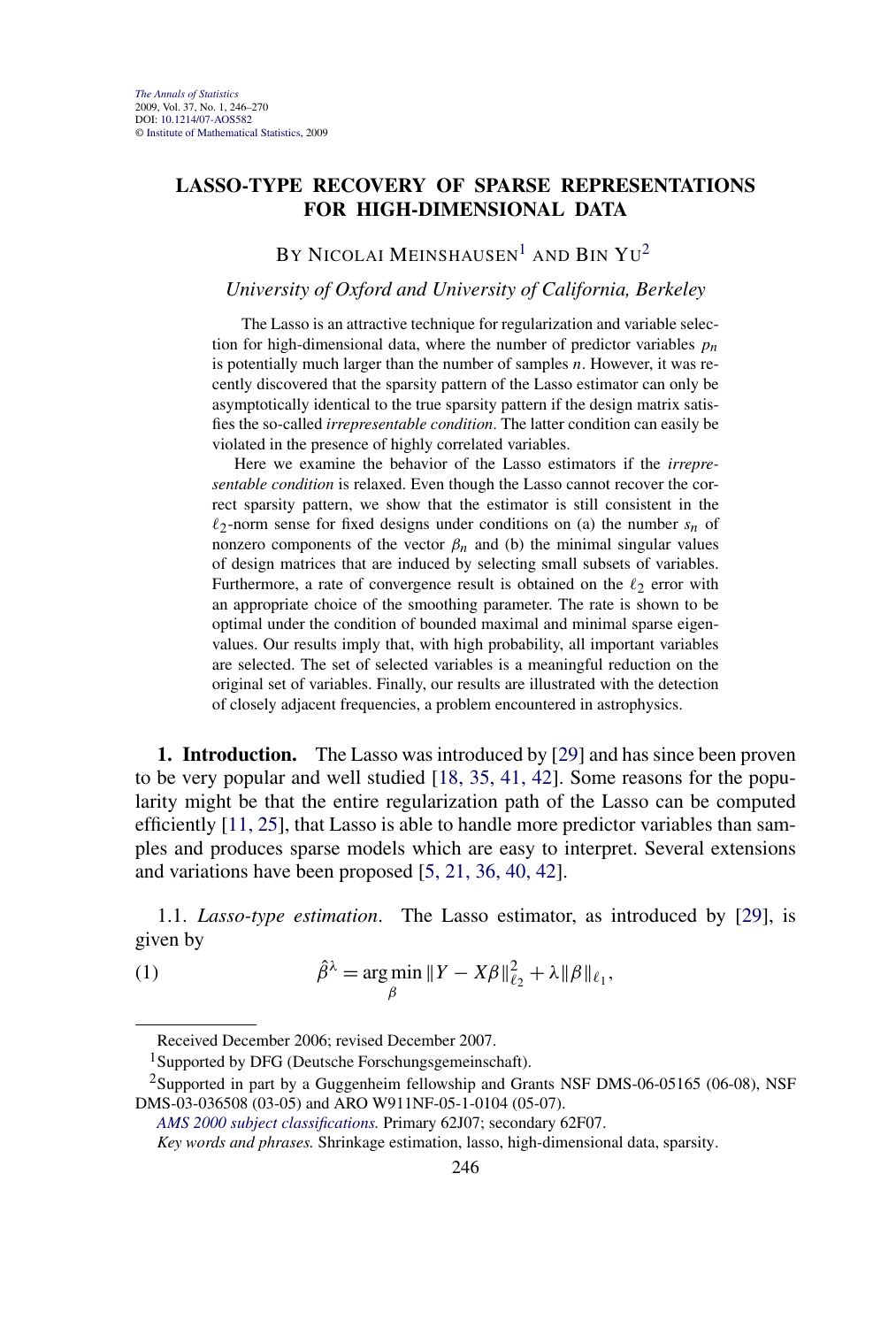# LASSO-TYPE RECOVERY OF SPARSE REPRESENTATIONS FOR HIGH-DIMENSIONAL DATA

By Nicolai Meinshausen[1] and Bin Yu[2]

*University of Oxford and University of California, Berkeley*

The Lasso is an attractive technique for regularization and variable selection for high-dimensional data, where the number of predictor variables $p_n$ is potentially much larger than the number of samples $n$. However, it was recently discovered that the sparsity pattern of the Lasso estimator can only be asymptotically identical to the true sparsity pattern if the design matrix satisfies the so-called *irrepresentable condition*. The latter condition can easily be violated in the presence of highly correlated variables.

Here we examine the behavior of the Lasso estimators if the *irrepresentable condition* is relaxed. Even though the Lasso cannot recover the correct sparsity pattern, we show that the estimator is still consistent in the $\ell_2$-norm sense for fixed designs under conditions on (a) the number $s_n$ of nonzero components of the vector $\beta_n$ and (b) the minimal singular values of design matrices that are induced by selecting small subsets of variables. Furthermore, a rate of convergence result is obtained on the $\ell_2$ error with an appropriate choice of the smoothing parameter. The rate is shown to be optimal under the condition of bounded maximal and minimal sparse eigenvalues. Our results imply that, with high probability, all important variables are selected. The set of selected variables is a meaningful reduction on the original set of variables. Finally, our results are illustrated with the detection of closely adjacent frequencies, a problem encountered in astrophysics.

**1. Introduction.** The Lasso was introduced by [29] and has since been proven to be very popular and well studied [18, 35, 41, 42]. Some reasons for the popularity might be that the entire regularization path of the Lasso can be computed efficiently [11, 25], that Lasso is able to handle more predictor variables than samples and produces sparse models which are easy to interpret. Several extensions and variations have been proposed [5, 21, 36, 40, 42].

1.1. *Lasso-type estimation*. The Lasso estimator, as introduced by [29], is given by

$$\hat{\beta}^{\lambda} = \arg\min_{\beta} \|Y - X\beta\|_{\ell_2}^2 + \lambda\|\beta\|_{\ell_1}, \tag{1}$$

Received December 2006; revised December 2007.

[1] Supported by DFG (Deutsche Forschungsgemeinschaft).

[2] Supported in part by a Guggenheim fellowship and Grants NSF DMS-06-05165 (06-08), NSF DMS-03-036508 (03-05) and ARO W911NF-05-1-0104 (05-07).

*AMS 2000 subject classifications.* Primary 62J07; secondary 62F07.

*Key words and phrases.* Shrinkage estimation, lasso, high-dimensional data, sparsity.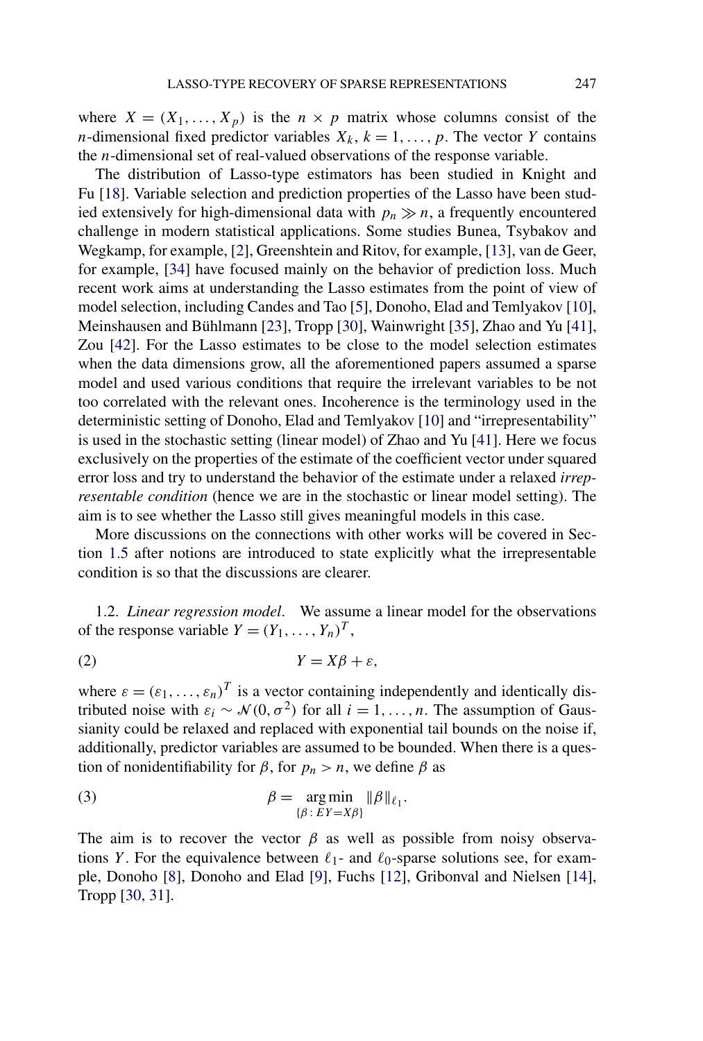where $X = (X_1, \ldots, X_p)$ is the $n \times p$ matrix whose columns consist of the $n$-dimensional fixed predictor variables $X_k$, $k = 1, \ldots, p$. The vector $Y$ contains the $n$-dimensional set of real-valued observations of the response variable.

The distribution of Lasso-type estimators has been studied in Knight and Fu [18]. Variable selection and prediction properties of the Lasso have been studied extensively for high-dimensional data with $p_n \gg n$, a frequently encountered challenge in modern statistical applications. Some studies Bunea, Tsybakov and Wegkamp, for example, [2], Greenshtein and Ritov, for example, [13], van de Geer, for example, [34] have focused mainly on the behavior of prediction loss. Much recent work aims at understanding the Lasso estimates from the point of view of model selection, including Candes and Tao [5], Donoho, Elad and Temlyakov [10], Meinshausen and Bühlmann [23], Tropp [30], Wainwright [35], Zhao and Yu [41], Zou [42]. For the Lasso estimates to be close to the model selection estimates when the data dimensions grow, all the aforementioned papers assumed a sparse model and used various conditions that require the irrelevant variables to be not too correlated with the relevant ones. Incoherence is the terminology used in the deterministic setting of Donoho, Elad and Temlyakov [10] and "irrepresentability" is used in the stochastic setting (linear model) of Zhao and Yu [41]. Here we focus exclusively on the properties of the estimate of the coefficient vector under squared error loss and try to understand the behavior of the estimate under a relaxed *irrepresentable condition* (hence we are in the stochastic or linear model setting). The aim is to see whether the Lasso still gives meaningful models in this case.

More discussions on the connections with other works will be covered in Section 1.5 after notions are introduced to state explicitly what the irrepresentable condition is so that the discussions are clearer.

1.2. *Linear regression model*. We assume a linear model for the observations of the response variable $Y = (Y_1, \ldots, Y_n)^T$,

$$Y = X\beta + \varepsilon, \tag{2}$$

where $\varepsilon = (\varepsilon_1, \ldots, \varepsilon_n)^T$ is a vector containing independently and identically distributed noise with $\varepsilon_i \sim \mathcal{N}(0, \sigma^2)$ for all $i = 1, \ldots, n$. The assumption of Gaussianity could be relaxed and replaced with exponential tail bounds on the noise if, additionally, predictor variables are assumed to be bounded. When there is a question of nonidentifiability for $\beta$, for $p_n > n$, we define $\beta$ as

$$\beta = \underset{\{\beta : EY = X\beta\}}{\arg\min} \|\beta\|_{\ell_1}. \tag{3}$$

The aim is to recover the vector $\beta$ as well as possible from noisy observations $Y$. For the equivalence between $\ell_1$- and $\ell_0$-sparse solutions see, for example, Donoho [8], Donoho and Elad [9], Fuchs [12], Gribonval and Nielsen [14], Tropp [30, 31].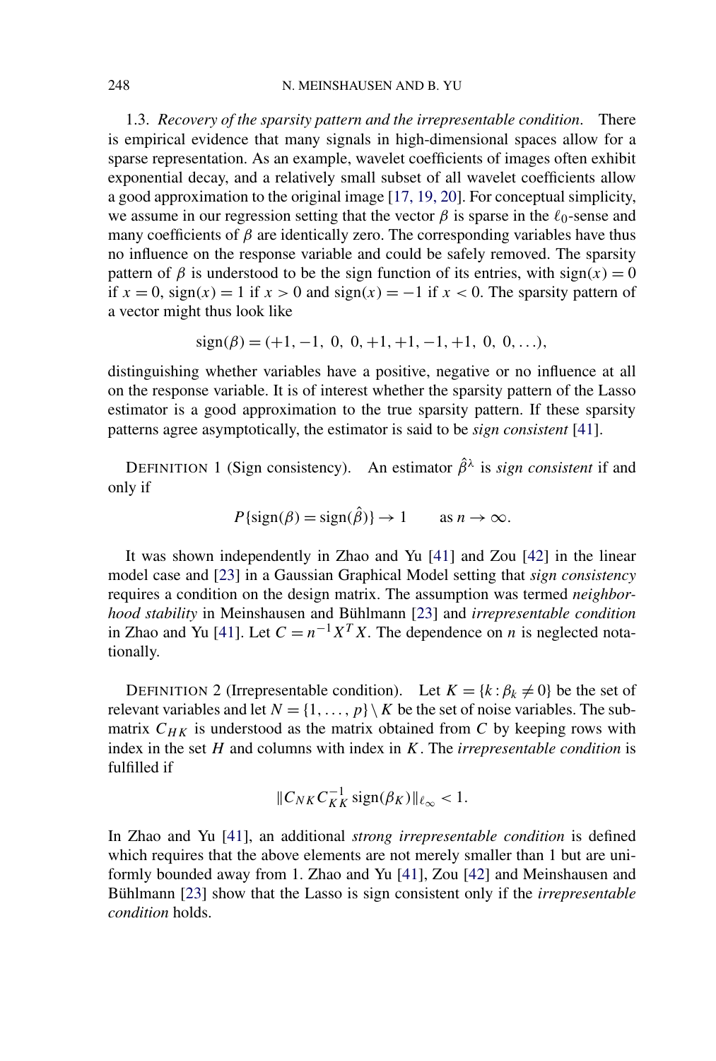1.3. *Recovery of the sparsity pattern and the irrepresentable condition*. There is empirical evidence that many signals in high-dimensional spaces allow for a sparse representation. As an example, wavelet coefficients of images often exhibit exponential decay, and a relatively small subset of all wavelet coefficients allow a good approximation to the original image [17, 19, 20]. For conceptual simplicity, we assume in our regression setting that the vector $\beta$ is sparse in the $\ell_0$-sense and many coefficients of $\beta$ are identically zero. The corresponding variables have thus no influence on the response variable and could be safely removed. The sparsity pattern of $\beta$ is understood to be the sign function of its entries, with $\text{sign}(x) = 0$ if $x = 0$, $\text{sign}(x) = 1$ if $x > 0$ and $\text{sign}(x) = -1$ if $x < 0$. The sparsity pattern of a vector might thus look like

$$\text{sign}(\beta) = (+1, -1,\ 0,\ 0, +1, +1, -1, +1,\ 0,\ 0, \ldots),$$

distinguishing whether variables have a positive, negative or no influence at all on the response variable. It is of interest whether the sparsity pattern of the Lasso estimator is a good approximation to the true sparsity pattern. If these sparsity patterns agree asymptotically, the estimator is said to be *sign consistent* [41].

DEFINITION 1 (Sign consistency). An estimator $\hat{\beta}^{\lambda}$ is *sign consistent* if and only if

$$P\{\text{sign}(\beta) = \text{sign}(\hat{\beta})\} \to 1 \qquad \text{as } n \to \infty.$$

It was shown independently in Zhao and Yu [41] and Zou [42] in the linear model case and [23] in a Gaussian Graphical Model setting that *sign consistency* requires a condition on the design matrix. The assumption was termed *neighborhood stability* in Meinshausen and Bühlmann [23] and *irrepresentable condition* in Zhao and Yu [41]. Let $C = n^{-1} X^T X$. The dependence on $n$ is neglected notationally.

DEFINITION 2 (Irrepresentable condition). Let $K = \{k : \beta_k \neq 0\}$ be the set of relevant variables and let $N = \{1, \ldots, p\} \setminus K$ be the set of noise variables. The submatrix $C_{HK}$ is understood as the matrix obtained from $C$ by keeping rows with index in the set $H$ and columns with index in $K$. The *irrepresentable condition* is fulfilled if

$$\|C_{NK} C_{KK}^{-1} \text{sign}(\beta_K)\|_{\ell_\infty} < 1.$$

In Zhao and Yu [41], an additional *strong irrepresentable condition* is defined which requires that the above elements are not merely smaller than 1 but are uniformly bounded away from 1. Zhao and Yu [41], Zou [42] and Meinshausen and Bühlmann [23] show that the Lasso is sign consistent only if the *irrepresentable condition* holds.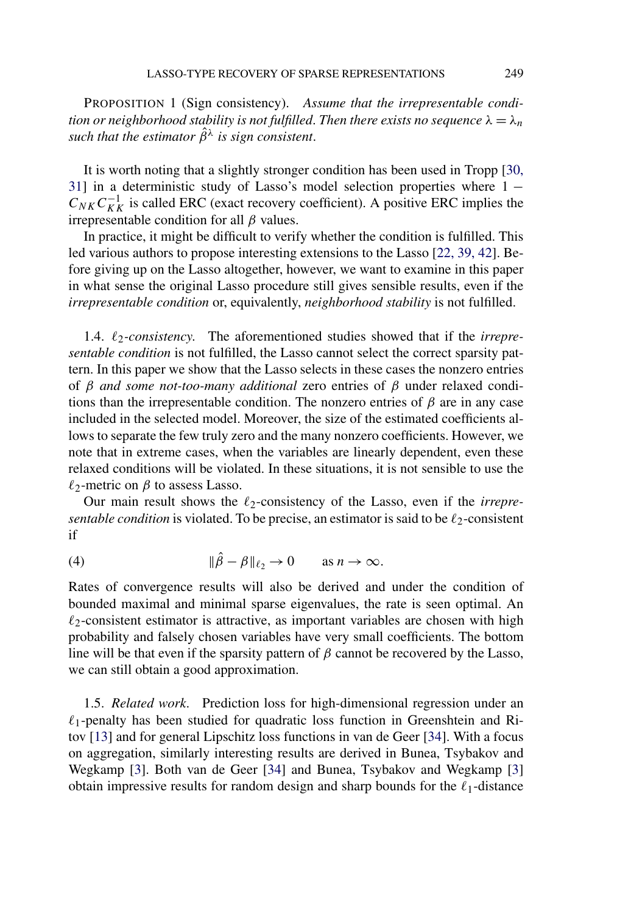PROPOSITION 1 (Sign consistency). *Assume that the irrepresentable condition or neighborhood stability is not fulfilled. Then there exists no sequence $\lambda = \lambda_n$ such that the estimator $\hat{\beta}^{\lambda}$ is sign consistent.*

It is worth noting that a slightly stronger condition has been used in Tropp [30, 31] in a deterministic study of Lasso's model selection properties where $1 - C_{NK}C_{KK}^{-1}$ is called ERC (exact recovery coefficient). A positive ERC implies the irrepresentable condition for all $\beta$ values.

In practice, it might be difficult to verify whether the condition is fulfilled. This led various authors to propose interesting extensions to the Lasso [22, 39, 42]. Before giving up on the Lasso altogether, however, we want to examine in this paper in what sense the original Lasso procedure still gives sensible results, even if the *irrepresentable condition* or, equivalently, *neighborhood stability* is not fulfilled.

### 1.4. $\ell_2$-*consistency.*

The aforementioned studies showed that if the *irrepresentable condition* is not fulfilled, the Lasso cannot select the correct sparsity pattern. In this paper we show that the Lasso selects in these cases the nonzero entries of $\beta$ *and some not-too-many additional* zero entries of $\beta$ under relaxed conditions than the irrepresentable condition. The nonzero entries of $\beta$ are in any case included in the selected model. Moreover, the size of the estimated coefficients allows to separate the few truly zero and the many nonzero coefficients. However, we note that in extreme cases, when the variables are linearly dependent, even these relaxed conditions will be violated. In these situations, it is not sensible to use the $\ell_2$-metric on $\beta$ to assess Lasso.

Our main result shows the $\ell_2$-consistency of the Lasso, even if the *irrepresentable condition* is violated. To be precise, an estimator is said to be $\ell_2$-consistent if

$$\|\hat{\beta} - \beta\|_{\ell_2} \to 0 \qquad \text{as } n \to \infty. \tag{4}$$

Rates of convergence results will also be derived and under the condition of bounded maximal and minimal sparse eigenvalues, the rate is seen optimal. An $\ell_2$-consistent estimator is attractive, as important variables are chosen with high probability and falsely chosen variables have very small coefficients. The bottom line will be that even if the sparsity pattern of $\beta$ cannot be recovered by the Lasso, we can still obtain a good approximation.

### 1.5. *Related work.*

Prediction loss for high-dimensional regression under an $\ell_1$-penalty has been studied for quadratic loss function in Greenshtein and Ritov [13] and for general Lipschitz loss functions in van de Geer [34]. With a focus on aggregation, similarly interesting results are derived in Bunea, Tsybakov and Wegkamp [3]. Both van de Geer [34] and Bunea, Tsybakov and Wegkamp [3] obtain impressive results for random design and sharp bounds for the $\ell_1$-distance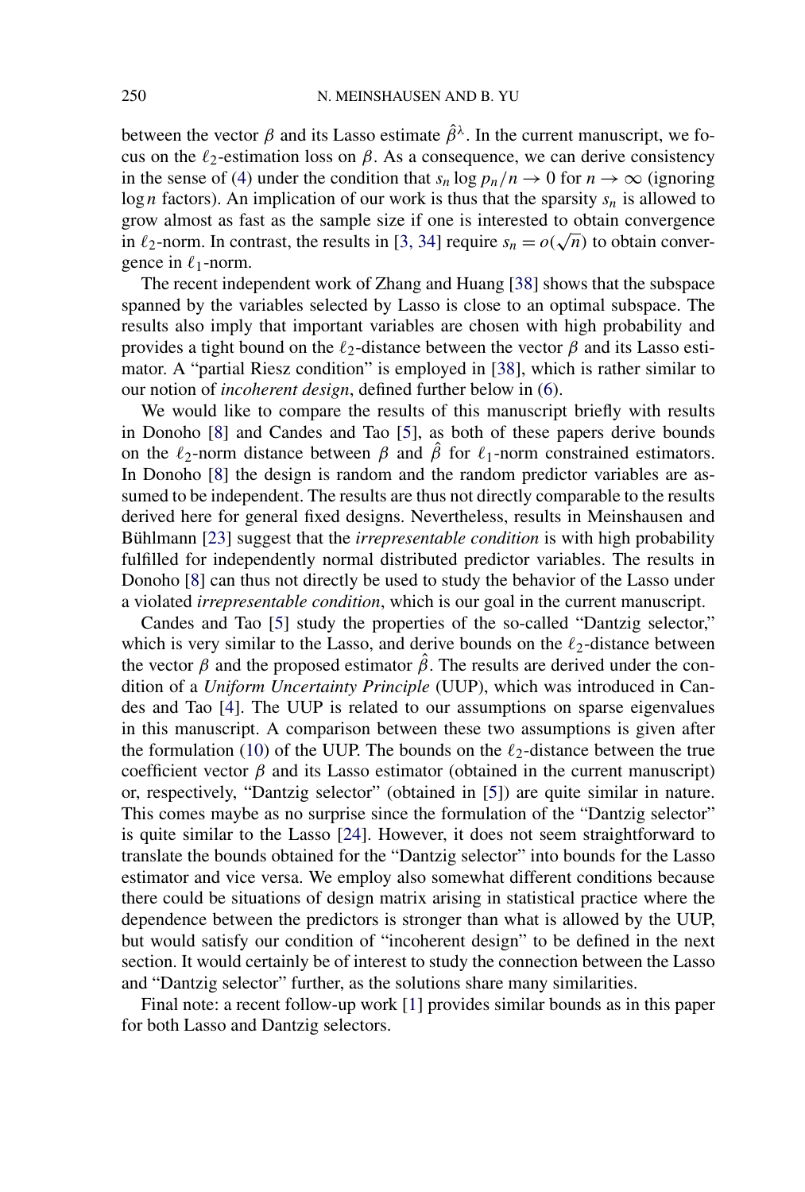between the vector $\beta$ and its Lasso estimate $\hat{\beta}^\lambda$. In the current manuscript, we focus on the $\ell_2$-estimation loss on $\beta$. As a consequence, we can derive consistency in the sense of (4) under the condition that $s_n \log p_n / n \to 0$ for $n \to \infty$ (ignoring $\log n$ factors). An implication of our work is thus that the sparsity $s_n$ is allowed to grow almost as fast as the sample size if one is interested to obtain convergence in $\ell_2$-norm. In contrast, the results in [3, 34] require $s_n = o(\sqrt{n})$ to obtain convergence in $\ell_1$-norm.

The recent independent work of Zhang and Huang [38] shows that the subspace spanned by the variables selected by Lasso is close to an optimal subspace. The results also imply that important variables are chosen with high probability and provides a tight bound on the $\ell_2$-distance between the vector $\beta$ and its Lasso estimator. A "partial Riesz condition" is employed in [38], which is rather similar to our notion of *incoherent design*, defined further below in (6).

We would like to compare the results of this manuscript briefly with results in Donoho [8] and Candes and Tao [5], as both of these papers derive bounds on the $\ell_2$-norm distance between $\beta$ and $\hat{\beta}$ for $\ell_1$-norm constrained estimators. In Donoho [8] the design is random and the random predictor variables are assumed to be independent. The results are thus not directly comparable to the results derived here for general fixed designs. Nevertheless, results in Meinshausen and Bühlmann [23] suggest that the *irrepresentable condition* is with high probability fulfilled for independently normal distributed predictor variables. The results in Donoho [8] can thus not directly be used to study the behavior of the Lasso under a violated *irrepresentable condition*, which is our goal in the current manuscript.

Candes and Tao [5] study the properties of the so-called "Dantzig selector," which is very similar to the Lasso, and derive bounds on the $\ell_2$-distance between the vector $\beta$ and the proposed estimator $\hat{\beta}$. The results are derived under the condition of a *Uniform Uncertainty Principle* (UUP), which was introduced in Candes and Tao [4]. The UUP is related to our assumptions on sparse eigenvalues in this manuscript. A comparison between these two assumptions is given after the formulation (10) of the UUP. The bounds on the $\ell_2$-distance between the true coefficient vector $\beta$ and its Lasso estimator (obtained in the current manuscript) or, respectively, "Dantzig selector" (obtained in [5]) are quite similar in nature. This comes maybe as no surprise since the formulation of the "Dantzig selector" is quite similar to the Lasso [24]. However, it does not seem straightforward to translate the bounds obtained for the "Dantzig selector" into bounds for the Lasso estimator and vice versa. We employ also somewhat different conditions because there could be situations of design matrix arising in statistical practice where the dependence between the predictors is stronger than what is allowed by the UUP, but would satisfy our condition of "incoherent design" to be defined in the next section. It would certainly be of interest to study the connection between the Lasso and "Dantzig selector" further, as the solutions share many similarities.

Final note: a recent follow-up work [1] provides similar bounds as in this paper for both Lasso and Dantzig selectors.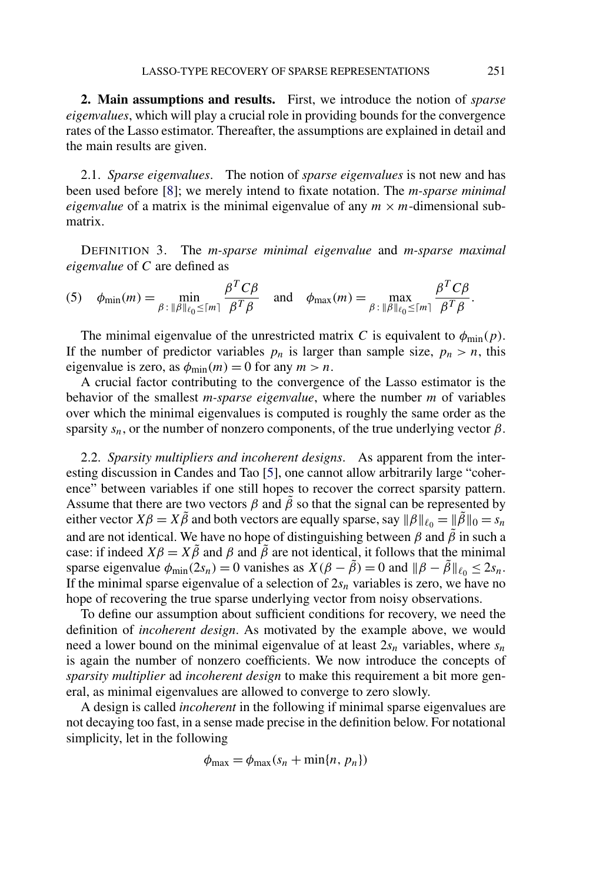## 2. Main assumptions and results.

First, we introduce the notion of *sparse eigenvalues*, which will play a crucial role in providing bounds for the convergence rates of the Lasso estimator. Thereafter, the assumptions are explained in detail and the main results are given.

### 2.1. *Sparse eigenvalues*.

The notion of *sparse eigenvalues* is not new and has been used before [8]; we merely intend to fixate notation. The *m-sparse minimal eigenvalue* of a matrix is the minimal eigenvalue of any $m \times m$-dimensional submatrix.

DEFINITION 3. The *m-sparse minimal eigenvalue* and *m-sparse maximal eigenvalue* of $C$ are defined as

$$\phi_{\min}(m) = \min_{\beta : \|\beta\|_{\ell_0} \leq \lceil m \rceil} \frac{\beta^T C \beta}{\beta^T \beta} \quad \text{and} \quad \phi_{\max}(m) = \max_{\beta : \|\beta\|_{\ell_0} \leq \lceil m \rceil} \frac{\beta^T C \beta}{\beta^T \beta}. \tag{5}$$

The minimal eigenvalue of the unrestricted matrix $C$ is equivalent to $\phi_{\min}(p)$. If the number of predictor variables $p_n$ is larger than sample size, $p_n > n$, this eigenvalue is zero, as $\phi_{\min}(m) = 0$ for any $m > n$.

A crucial factor contributing to the convergence of the Lasso estimator is the behavior of the smallest *m-sparse eigenvalue*, where the number $m$ of variables over which the minimal eigenvalues is computed is roughly the same order as the sparsity $s_n$, or the number of nonzero components, of the true underlying vector $\beta$.

### 2.2. *Sparsity multipliers and incoherent designs*.

As apparent from the interesting discussion in Candes and Tao [5], one cannot allow arbitrarily large "coherence" between variables if one still hopes to recover the correct sparsity pattern. Assume that there are two vectors $\beta$ and $\tilde{\beta}$ so that the signal can be represented by either vector $X\beta = X\tilde{\beta}$ and both vectors are equally sparse, say $\|\beta\|_{\ell_0} = \|\tilde{\beta}\|_0 = s_n$ and are not identical. We have no hope of distinguishing between $\beta$ and $\tilde{\beta}$ in such a case: if indeed $X\beta = X\tilde{\beta}$ and $\beta$ and $\tilde{\beta}$ are not identical, it follows that the minimal sparse eigenvalue $\phi_{\min}(2s_n) = 0$ vanishes as $X(\beta - \tilde{\beta}) = 0$ and $\|\beta - \tilde{\beta}\|_{\ell_0} \leq 2s_n$. If the minimal sparse eigenvalue of a selection of $2s_n$ variables is zero, we have no hope of recovering the true sparse underlying vector from noisy observations.

To define our assumption about sufficient conditions for recovery, we need the definition of *incoherent design*. As motivated by the example above, we would need a lower bound on the minimal eigenvalue of at least $2s_n$ variables, where $s_n$ is again the number of nonzero coefficients. We now introduce the concepts of *sparsity multiplier* ad *incoherent design* to make this requirement a bit more general, as minimal eigenvalues are allowed to converge to zero slowly.

A design is called *incoherent* in the following if minimal sparse eigenvalues are not decaying too fast, in a sense made precise in the definition below. For notational simplicity, let in the following

$$\phi_{\max} = \phi_{\max}(s_n + \min\{n, p_n\})$$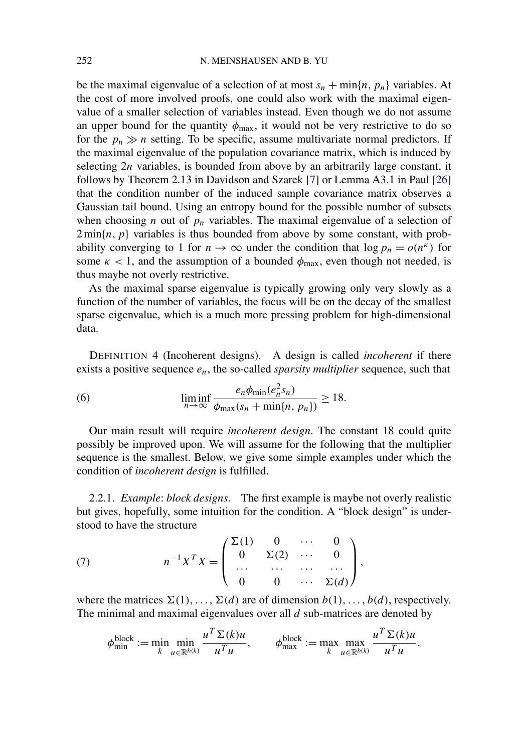be the maximal eigenvalue of a selection of at most $s_n + \min\{n, p_n\}$ variables. At the cost of more involved proofs, one could also work with the maximal eigenvalue of a smaller selection of variables instead. Even though we do not assume an upper bound for the quantity $\phi_{\max}$, it would not be very restrictive to do so for the $p_n \gg n$ setting. To be specific, assume multivariate normal predictors. If the maximal eigenvalue of the population covariance matrix, which is induced by selecting $2n$ variables, is bounded from above by an arbitrarily large constant, it follows by Theorem 2.13 in Davidson and Szarek [7] or Lemma A3.1 in Paul [26] that the condition number of the induced sample covariance matrix observes a Gaussian tail bound. Using an entropy bound for the possible number of subsets when choosing $n$ out of $p_n$ variables. The maximal eigenvalue of a selection of $2\min\{n, p\}$ variables is thus bounded from above by some constant, with probability converging to 1 for $n \to \infty$ under the condition that $\log p_n = o(n^\kappa)$ for some $\kappa < 1$, and the assumption of a bounded $\phi_{\max}$, even though not needed, is thus maybe not overly restrictive.

As the maximal sparse eigenvalue is typically growing only very slowly as a function of the number of variables, the focus will be on the decay of the smallest sparse eigenvalue, which is a much more pressing problem for high-dimensional data.

DEFINITION 4 (Incoherent designs). A design is called *incoherent* if there exists a positive sequence $e_n$, the so-called *sparsity multiplier* sequence, such that

$$\liminf_{n\to\infty} \frac{e_n \phi_{\min}(e_n^2 s_n)}{\phi_{\max}(s_n + \min\{n, p_n\})} \geq 18. \tag{6}$$

Our main result will require *incoherent design*. The constant 18 could quite possibly be improved upon. We will assume for the following that the multiplier sequence is the smallest. Below, we give some simple examples under which the condition of *incoherent design* is fulfilled.

2.2.1. *Example*: *block designs*. The first example is maybe not overly realistic but gives, hopefully, some intuition for the condition. A "block design" is understood to have the structure

$$n^{-1}X^T X = \begin{pmatrix} \Sigma(1) & 0 & \cdots & 0 \\ 0 & \Sigma(2) & \cdots & 0 \\ \cdots & \cdots & \cdots & \cdots \\ 0 & 0 & \cdots & \Sigma(d) \end{pmatrix}, \tag{7}$$

where the matrices $\Sigma(1), \ldots, \Sigma(d)$ are of dimension $b(1), \ldots, b(d)$, respectively. The minimal and maximal eigenvalues over all $d$ sub-matrices are denoted by

$$\phi_{\min}^{\text{block}} := \min_k \min_{u\in\mathbb{R}^{b(k)}} \frac{u^T \Sigma(k) u}{u^T u}, \qquad \phi_{\max}^{\text{block}} := \max_k \max_{u\in\mathbb{R}^{b(k)}} \frac{u^T \Sigma(k) u}{u^T u}.$$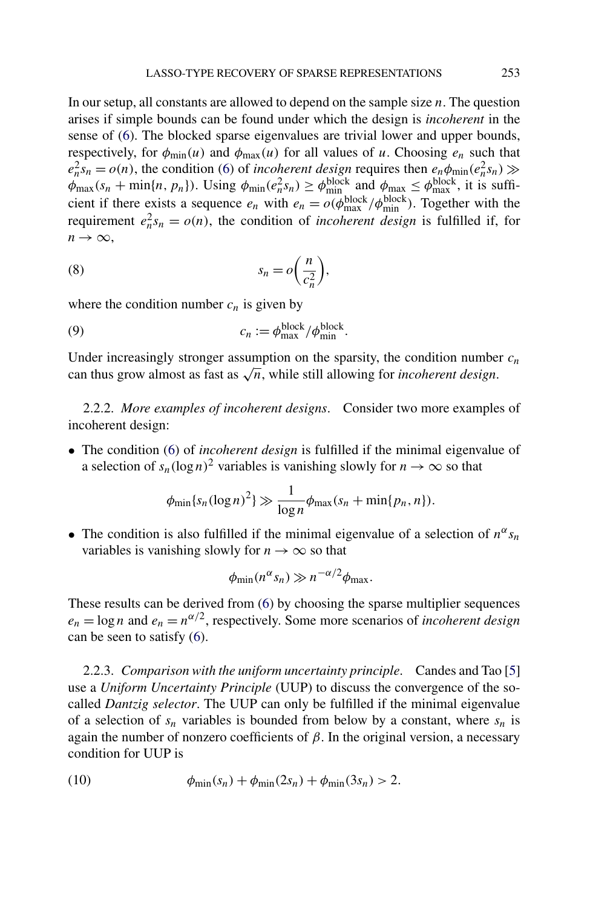In our setup, all constants are allowed to depend on the sample size $n$. The question arises if simple bounds can be found under which the design is *incoherent* in the sense of (6). The blocked sparse eigenvalues are trivial lower and upper bounds, respectively, for $\phi_{\min}(u)$ and $\phi_{\max}(u)$ for all values of $u$. Choosing $e_n$ such that $e_n^2 s_n = o(n)$, the condition (6) of *incoherent design* requires then $e_n \phi_{\min}(e_n^2 s_n) \gg \phi_{\max}(s_n + \min\{n, p_n\})$. Using $\phi_{\min}(e_n^2 s_n) \geq \phi_{\min}^{\text{block}}$ and $\phi_{\max} \leq \phi_{\max}^{\text{block}}$, it is sufficient if there exists a sequence $e_n$ with $e_n = o(\phi_{\max}^{\text{block}}/\phi_{\min}^{\text{block}})$. Together with the requirement $e_n^2 s_n = o(n)$, the condition of *incoherent design* is fulfilled if, for $n \to \infty$,

$$s_n = o\left(\frac{n}{c_n^2}\right), \tag{8}$$

where the condition number $c_n$ is given by

$$c_n := \phi_{\max}^{\text{block}}/\phi_{\min}^{\text{block}}. \tag{9}$$

Under increasingly stronger assumption on the sparsity, the condition number $c_n$ can thus grow almost as fast as $\sqrt{n}$, while still allowing for *incoherent design*.

2.2.2. *More examples of incoherent designs*. Consider two more examples of incoherent design:

- The condition (6) of *incoherent design* is fulfilled if the minimal eigenvalue of a selection of $s_n(\log n)^2$ variables is vanishing slowly for $n \to \infty$ so that

$$\phi_{\min}\{s_n(\log n)^2\} \gg \frac{1}{\log n}\phi_{\max}(s_n + \min\{p_n, n\}).$$

- The condition is also fulfilled if the minimal eigenvalue of a selection of $n^\alpha s_n$ variables is vanishing slowly for $n \to \infty$ so that

$$\phi_{\min}(n^\alpha s_n) \gg n^{-\alpha/2}\phi_{\max}.$$

These results can be derived from (6) by choosing the sparse multiplier sequences $e_n = \log n$ and $e_n = n^{\alpha/2}$, respectively. Some more scenarios of *incoherent design* can be seen to satisfy (6).

2.2.3. *Comparison with the uniform uncertainty principle*. Candes and Tao [5] use a *Uniform Uncertainty Principle* (UUP) to discuss the convergence of the so-called *Dantzig selector*. The UUP can only be fulfilled if the minimal eigenvalue of a selection of $s_n$ variables is bounded from below by a constant, where $s_n$ is again the number of nonzero coefficients of $\beta$. In the original version, a necessary condition for UUP is

$$\phi_{\min}(s_n) + \phi_{\min}(2s_n) + \phi_{\min}(3s_n) > 2. \tag{10}$$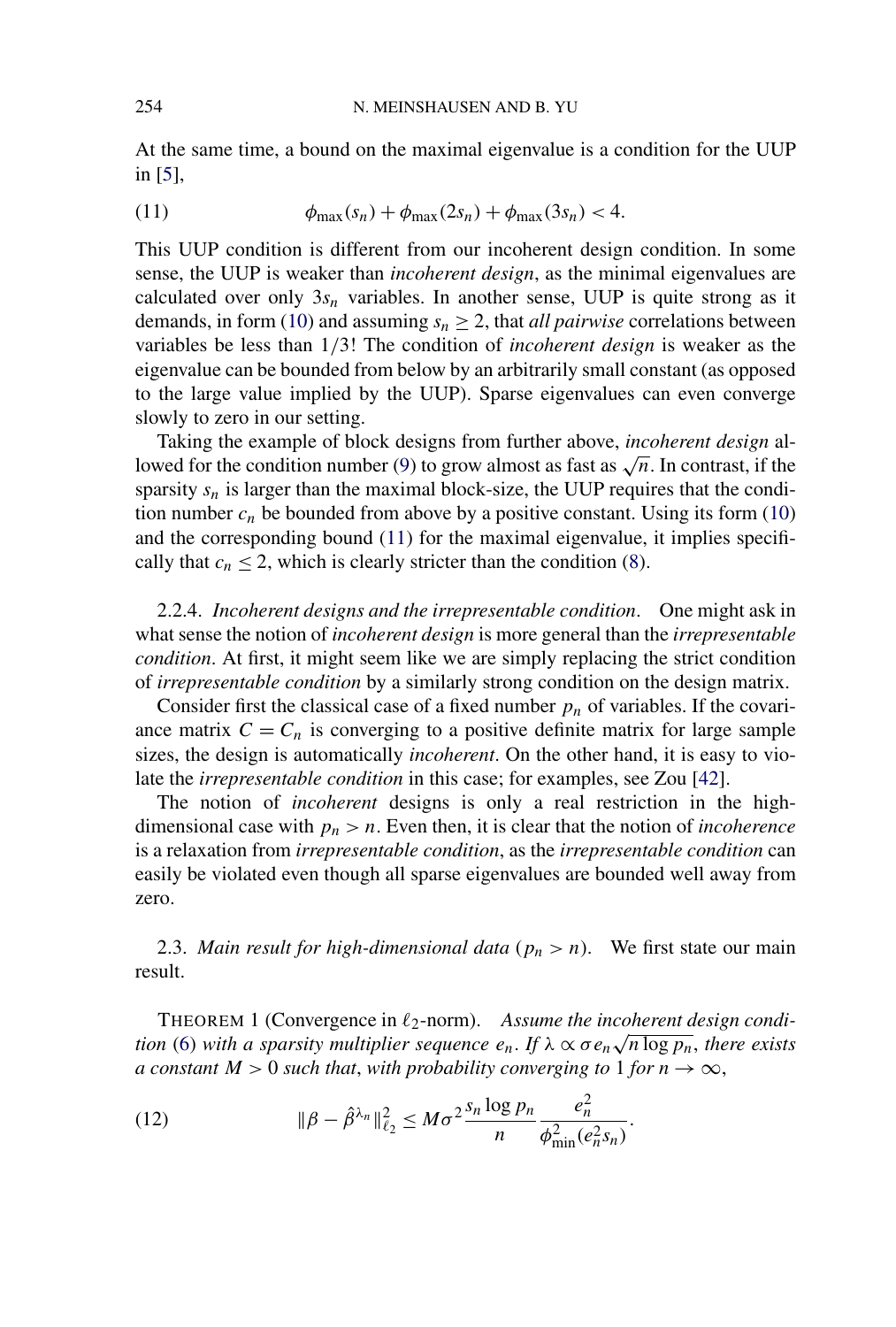At the same time, a bound on the maximal eigenvalue is a condition for the UUP in [5],

$$\phi_{\max}(s_n) + \phi_{\max}(2s_n) + \phi_{\max}(3s_n) < 4. \tag{11}$$

This UUP condition is different from our incoherent design condition. In some sense, the UUP is weaker than *incoherent design*, as the minimal eigenvalues are calculated over only $3s_n$ variables. In another sense, UUP is quite strong as it demands, in form (10) and assuming $s_n \geq 2$, that *all pairwise* correlations between variables be less than $1/3$! The condition of *incoherent design* is weaker as the eigenvalue can be bounded from below by an arbitrarily small constant (as opposed to the large value implied by the UUP). Sparse eigenvalues can even converge slowly to zero in our setting.

Taking the example of block designs from further above, *incoherent design* allowed for the condition number (9) to grow almost as fast as $\sqrt{n}$. In contrast, if the sparsity $s_n$ is larger than the maximal block-size, the UUP requires that the condition number $c_n$ be bounded from above by a positive constant. Using its form (10) and the corresponding bound (11) for the maximal eigenvalue, it implies specifically that $c_n \leq 2$, which is clearly stricter than the condition (8).

2.2.4. *Incoherent designs and the irrepresentable condition.* One might ask in what sense the notion of *incoherent design* is more general than the *irrepresentable condition*. At first, it might seem like we are simply replacing the strict condition of *irrepresentable condition* by a similarly strong condition on the design matrix.

Consider first the classical case of a fixed number $p_n$ of variables. If the covariance matrix $C = C_n$ is converging to a positive definite matrix for large sample sizes, the design is automatically *incoherent*. On the other hand, it is easy to violate the *irrepresentable condition* in this case; for examples, see Zou [42].

The notion of *incoherent* designs is only a real restriction in the high-dimensional case with $p_n > n$. Even then, it is clear that the notion of *incoherence* is a relaxation from *irrepresentable condition*, as the *irrepresentable condition* can easily be violated even though all sparse eigenvalues are bounded well away from zero.

2.3. *Main result for high-dimensional data* ($p_n > n$). We first state our main result.

THEOREM 1 (Convergence in $\ell_2$-norm). *Assume the incoherent design condition* (6) *with a sparsity multiplier sequence $e_n$. If $\lambda \propto \sigma e_n \sqrt{n \log p_n}$, there exists a constant $M > 0$ such that, with probability converging to 1 for $n \to \infty$,*

$$\|\beta - \hat{\beta}^{\lambda_n}\|_{\ell_2}^2 \leq M\sigma^2 \frac{s_n \log p_n}{n} \frac{e_n^2}{\phi_{\min}^2(e_n^2 s_n)}. \tag{12}$$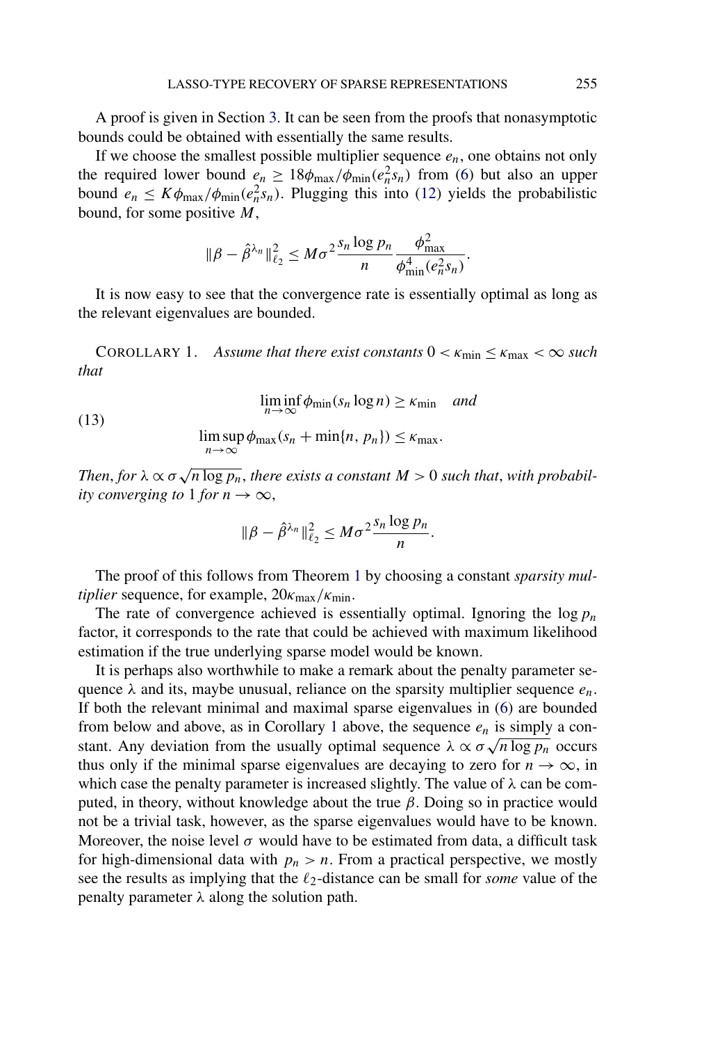A proof is given in Section 3. It can be seen from the proofs that nonasymptotic bounds could be obtained with essentially the same results.

If we choose the smallest possible multiplier sequence $e_n$, one obtains not only the required lower bound $e_n \geq 18\phi_{\max}/\phi_{\min}(e_n^2 s_n)$ from (6) but also an upper bound $e_n \leq K\phi_{\max}/\phi_{\min}(e_n^2 s_n)$. Plugging this into (12) yields the probabilistic bound, for some positive $M$,

$$\|\beta - \hat{\beta}^{\lambda_n}\|_{\ell_2}^2 \leq M\sigma^2 \frac{s_n \log p_n}{n} \frac{\phi_{\max}^2}{\phi_{\min}^4(e_n^2 s_n)}.$$

It is now easy to see that the convergence rate is essentially optimal as long as the relevant eigenvalues are bounded.

COROLLARY 1. *Assume that there exist constants* $0 < \kappa_{\min} \leq \kappa_{\max} < \infty$ *such that*

$$\liminf_{n\to\infty} \phi_{\min}(s_n \log n) \geq \kappa_{\min} \quad \textit{and} \tag{13}$$
$$\limsup_{n\to\infty} \phi_{\max}(s_n + \min\{n, p_n\}) \leq \kappa_{\max}.$$

*Then, for* $\lambda \propto \sigma\sqrt{n \log p_n}$, *there exists a constant* $M > 0$ *such that, with probability converging to* 1 *for* $n \to \infty$,

$$\|\beta - \hat{\beta}^{\lambda_n}\|_{\ell_2}^2 \leq M\sigma^2 \frac{s_n \log p_n}{n}.$$

The proof of this follows from Theorem 1 by choosing a constant *sparsity multiplier* sequence, for example, $20\kappa_{\max}/\kappa_{\min}$.

The rate of convergence achieved is essentially optimal. Ignoring the $\log p_n$ factor, it corresponds to the rate that could be achieved with maximum likelihood estimation if the true underlying sparse model would be known.

It is perhaps also worthwhile to make a remark about the penalty parameter sequence $\lambda$ and its, maybe unusual, reliance on the sparsity multiplier sequence $e_n$. If both the relevant minimal and maximal sparse eigenvalues in (6) are bounded from below and above, as in Corollary 1 above, the sequence $e_n$ is simply a constant. Any deviation from the usually optimal sequence $\lambda \propto \sigma\sqrt{n \log p_n}$ occurs thus only if the minimal sparse eigenvalues are decaying to zero for $n \to \infty$, in which case the penalty parameter is increased slightly. The value of $\lambda$ can be computed, in theory, without knowledge about the true $\beta$. Doing so in practice would not be a trivial task, however, as the sparse eigenvalues would have to be known. Moreover, the noise level $\sigma$ would have to be estimated from data, a difficult task for high-dimensional data with $p_n > n$. From a practical perspective, we mostly see the results as implying that the $\ell_2$-distance can be small for *some* value of the penalty parameter $\lambda$ along the solution path.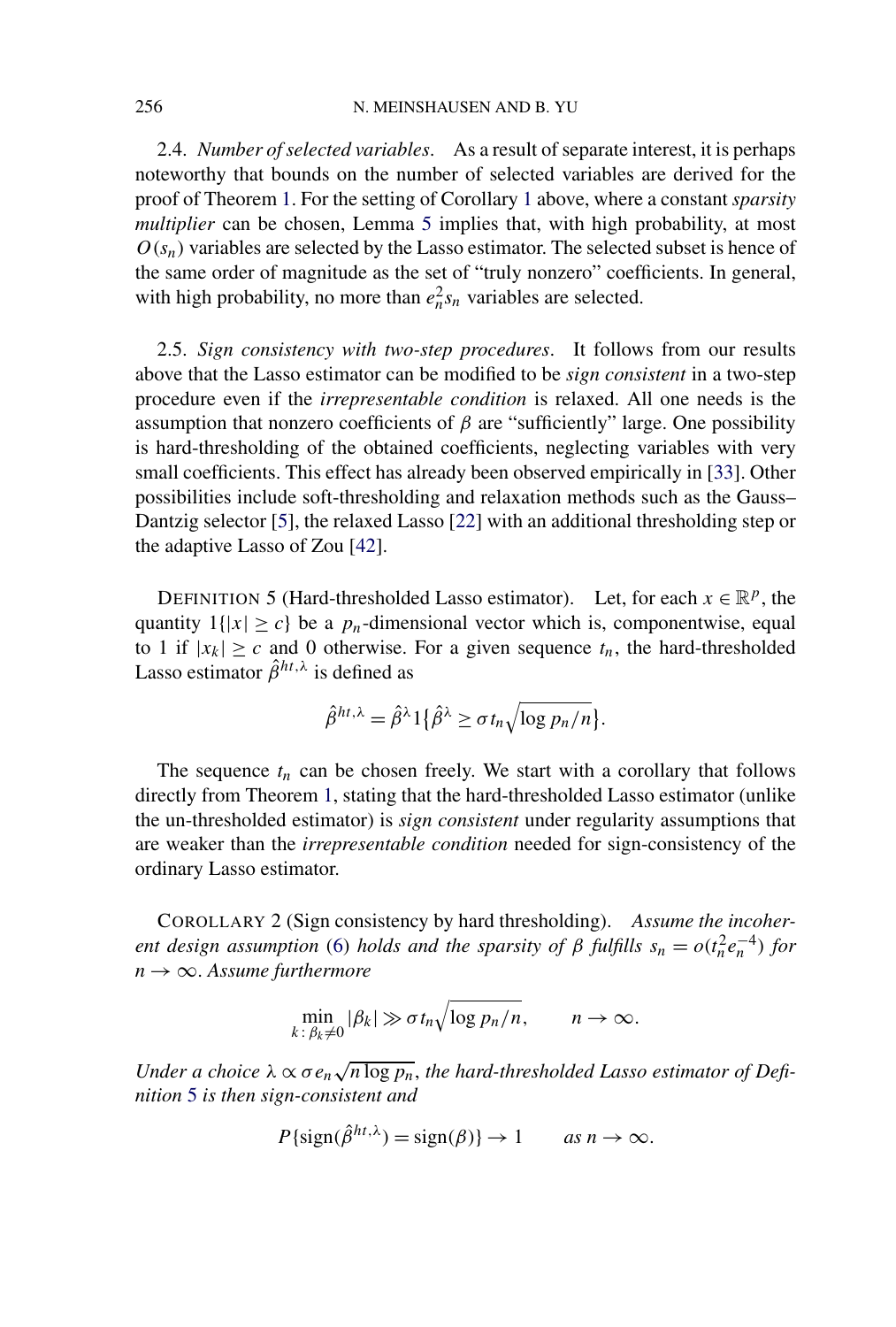2.4. *Number of selected variables*. As a result of separate interest, it is perhaps noteworthy that bounds on the number of selected variables are derived for the proof of Theorem 1. For the setting of Corollary 1 above, where a constant *sparsity multiplier* can be chosen, Lemma 5 implies that, with high probability, at most $O(s_n)$ variables are selected by the Lasso estimator. The selected subset is hence of the same order of magnitude as the set of "truly nonzero" coefficients. In general, with high probability, no more than $e_n^2 s_n$ variables are selected.

2.5. *Sign consistency with two-step procedures*. It follows from our results above that the Lasso estimator can be modified to be *sign consistent* in a two-step procedure even if the *irrepresentable condition* is relaxed. All one needs is the assumption that nonzero coefficients of $\beta$ are "sufficiently" large. One possibility is hard-thresholding of the obtained coefficients, neglecting variables with very small coefficients. This effect has already been observed empirically in [33]. Other possibilities include soft-thresholding and relaxation methods such as the Gauss–Dantzig selector [5], the relaxed Lasso [22] with an additional thresholding step or the adaptive Lasso of Zou [42].

DEFINITION 5 (Hard-thresholded Lasso estimator). Let, for each $x \in \mathbb{R}^p$, the quantity $1\{|x| \geq c\}$ be a $p_n$-dimensional vector which is, componentwise, equal to 1 if $|x_k| \geq c$ and 0 otherwise. For a given sequence $t_n$, the hard-thresholded Lasso estimator $\hat{\beta}^{ht,\lambda}$ is defined as

$$\hat{\beta}^{ht,\lambda} = \hat{\beta}^{\lambda} 1\{\hat{\beta}^{\lambda} \geq \sigma t_n \sqrt{\log p_n / n}\}.$$

The sequence $t_n$ can be chosen freely. We start with a corollary that follows directly from Theorem 1, stating that the hard-thresholded Lasso estimator (unlike the un-thresholded estimator) is *sign consistent* under regularity assumptions that are weaker than the *irrepresentable condition* needed for sign-consistency of the ordinary Lasso estimator.

COROLLARY 2 (Sign consistency by hard thresholding). *Assume the incoherent design assumption (6) holds and the sparsity of $\beta$ fulfills $s_n = o(t_n^2 e_n^{-4})$ for $n \to \infty$. Assume furthermore*

$$\min_{k : \beta_k \neq 0} |\beta_k| \gg \sigma t_n \sqrt{\log p_n / n}, \qquad n \to \infty.$$

*Under a choice $\lambda \propto \sigma e_n \sqrt{n \log p_n}$, the hard-thresholded Lasso estimator of Definition 5 is then sign-consistent and*

$$P\{\operatorname{sign}(\hat{\beta}^{ht,\lambda}) = \operatorname{sign}(\beta)\} \to 1 \qquad \textit{as } n \to \infty.$$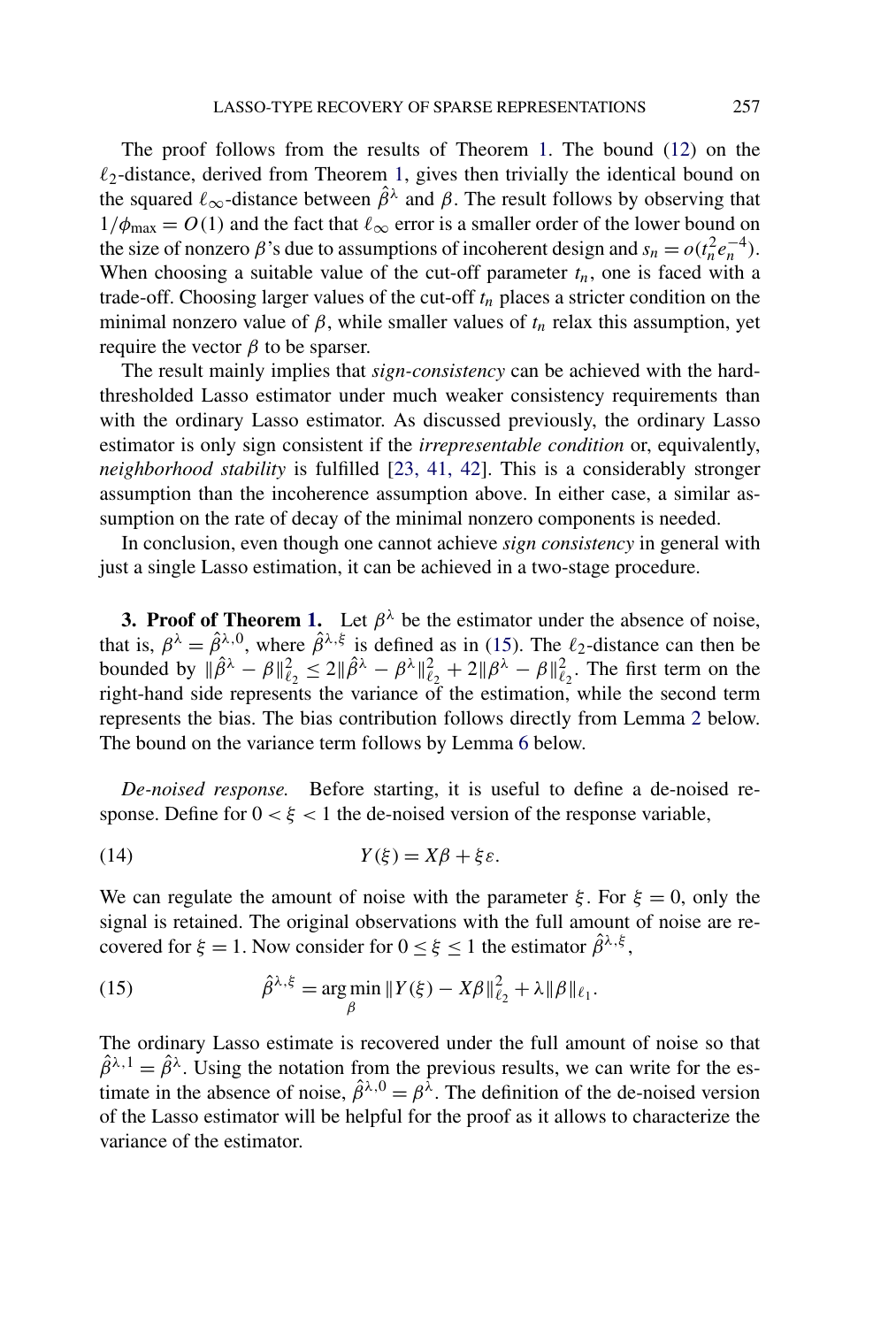The proof follows from the results of Theorem 1. The bound (12) on the $\ell_2$-distance, derived from Theorem 1, gives then trivially the identical bound on the squared $\ell_\infty$-distance between $\hat{\beta}^\lambda$ and $\beta$. The result follows by observing that $1/\phi_{\max} = O(1)$ and the fact that $\ell_\infty$ error is a smaller order of the lower bound on the size of nonzero $\beta$'s due to assumptions of incoherent design and $s_n = o(t_n^2 e_n^{-4})$. When choosing a suitable value of the cut-off parameter $t_n$, one is faced with a trade-off. Choosing larger values of the cut-off $t_n$ places a stricter condition on the minimal nonzero value of $\beta$, while smaller values of $t_n$ relax this assumption, yet require the vector $\beta$ to be sparser.

The result mainly implies that *sign-consistency* can be achieved with the hard-thresholded Lasso estimator under much weaker consistency requirements than with the ordinary Lasso estimator. As discussed previously, the ordinary Lasso estimator is only sign consistent if the *irrepresentable condition* or, equivalently, *neighborhood stability* is fulfilled [23, 41, 42]. This is a considerably stronger assumption than the incoherence assumption above. In either case, a similar assumption on the rate of decay of the minimal nonzero components is needed.

In conclusion, even though one cannot achieve *sign consistency* in general with just a single Lasso estimation, it can be achieved in a two-stage procedure.

**3. Proof of Theorem 1.** Let $\beta^\lambda$ be the estimator under the absence of noise, that is, $\beta^\lambda = \hat{\beta}^{\lambda,0}$, where $\hat{\beta}^{\lambda,\xi}$ is defined as in (15). The $\ell_2$-distance can then be bounded by $\|\hat{\beta}^\lambda - \beta\|_{\ell_2}^2 \le 2\|\hat{\beta}^\lambda - \beta^\lambda\|_{\ell_2}^2 + 2\|\beta^\lambda - \beta\|_{\ell_2}^2$. The first term on the right-hand side represents the variance of the estimation, while the second term represents the bias. The bias contribution follows directly from Lemma 2 below. The bound on the variance term follows by Lemma 6 below.

*De-noised response.* Before starting, it is useful to define a de-noised response. Define for $0 < \xi < 1$ the de-noised version of the response variable,

$$Y(\xi) = X\beta + \xi\varepsilon. \tag{14}$$

We can regulate the amount of noise with the parameter $\xi$. For $\xi = 0$, only the signal is retained. The original observations with the full amount of noise are recovered for $\xi = 1$. Now consider for $0 \le \xi \le 1$ the estimator $\hat{\beta}^{\lambda,\xi}$,

$$\hat{\beta}^{\lambda,\xi} = \arg\min_{\beta} \|Y(\xi) - X\beta\|_{\ell_2}^2 + \lambda\|\beta\|_{\ell_1}. \tag{15}$$

The ordinary Lasso estimate is recovered under the full amount of noise so that $\hat{\beta}^{\lambda,1} = \hat{\beta}^\lambda$. Using the notation from the previous results, we can write for the estimate in the absence of noise, $\hat{\beta}^{\lambda,0} = \beta^\lambda$. The definition of the de-noised version of the Lasso estimator will be helpful for the proof as it allows to characterize the variance of the estimator.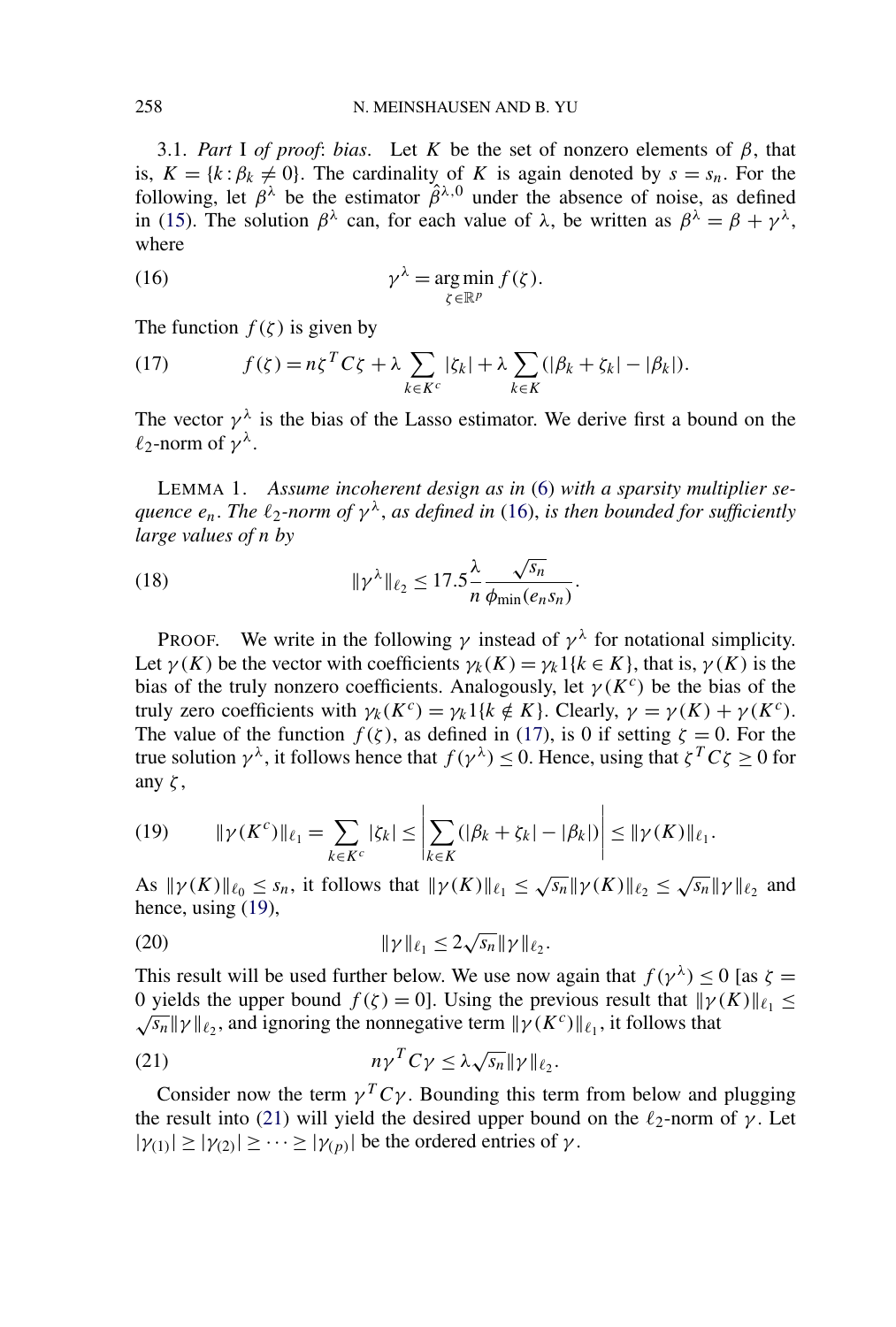3.1. *Part* I *of proof*: *bias*. Let $K$ be the set of nonzero elements of $\beta$, that is, $K = \{k : \beta_k \neq 0\}$. The cardinality of $K$ is again denoted by $s = s_n$. For the following, let $\beta^\lambda$ be the estimator $\hat{\beta}^{\lambda,0}$ under the absence of noise, as defined in (15). The solution $\beta^\lambda$ can, for each value of $\lambda$, be written as $\beta^\lambda = \beta + \gamma^\lambda$, where

$$\gamma^\lambda = \arg\min_{\zeta \in \mathbb{R}^p} f(\zeta). \tag{16}$$

The function $f(\zeta)$ is given by

$$f(\zeta) = n\zeta^T C\zeta + \lambda \sum_{k \in K^c} |\zeta_k| + \lambda \sum_{k \in K} (|\beta_k + \zeta_k| - |\beta_k|). \tag{17}$$

The vector $\gamma^\lambda$ is the bias of the Lasso estimator. We derive first a bound on the $\ell_2$-norm of $\gamma^\lambda$.

LEMMA 1. *Assume incoherent design as in* (6) *with a sparsity multiplier sequence $e_n$. The $\ell_2$-norm of $\gamma^\lambda$, as defined in* (16), *is then bounded for sufficiently large values of $n$ by*

$$\|\gamma^\lambda\|_{\ell_2} \leq 17.5 \frac{\lambda}{n} \frac{\sqrt{s_n}}{\phi_{\min}(e_n s_n)}. \tag{18}$$

PROOF. We write in the following $\gamma$ instead of $\gamma^\lambda$ for notational simplicity. Let $\gamma(K)$ be the vector with coefficients $\gamma_k(K) = \gamma_k 1\{k \in K\}$, that is, $\gamma(K)$ is the bias of the truly nonzero coefficients. Analogously, let $\gamma(K^c)$ be the bias of the truly zero coefficients with $\gamma_k(K^c) = \gamma_k 1\{k \notin K\}$. Clearly, $\gamma = \gamma(K) + \gamma(K^c)$. The value of the function $f(\zeta)$, as defined in (17), is 0 if setting $\zeta = 0$. For the true solution $\gamma^\lambda$, it follows hence that $f(\gamma^\lambda) \leq 0$. Hence, using that $\zeta^T C\zeta \geq 0$ for any $\zeta$,

$$\|\gamma(K^c)\|_{\ell_1} = \sum_{k \in K^c} |\zeta_k| \leq \left| \sum_{k \in K} (|\beta_k + \zeta_k| - |\beta_k|) \right| \leq \|\gamma(K)\|_{\ell_1}. \tag{19}$$

As $\|\gamma(K)\|_{\ell_0} \leq s_n$, it follows that $\|\gamma(K)\|_{\ell_1} \leq \sqrt{s_n}\|\gamma(K)\|_{\ell_2} \leq \sqrt{s_n}\|\gamma\|_{\ell_2}$ and hence, using (19),

$$\|\gamma\|_{\ell_1} \leq 2\sqrt{s_n}\|\gamma\|_{\ell_2}. \tag{20}$$

This result will be used further below. We use now again that $f(\gamma^\lambda) \leq 0$ [as $\zeta = 0$ yields the upper bound $f(\zeta) = 0$]. Using the previous result that $\|\gamma(K)\|_{\ell_1} \leq \sqrt{s_n}\|\gamma\|_{\ell_2}$, and ignoring the nonnegative term $\|\gamma(K^c)\|_{\ell_1}$, it follows that

$$n\gamma^T C\gamma \leq \lambda\sqrt{s_n}\|\gamma\|_{\ell_2}. \tag{21}$$

Consider now the term $\gamma^T C\gamma$. Bounding this term from below and plugging the result into (21) will yield the desired upper bound on the $\ell_2$-norm of $\gamma$. Let $|\gamma_{(1)}| \geq |\gamma_{(2)}| \geq \cdots \geq |\gamma_{(p)}|$ be the ordered entries of $\gamma$.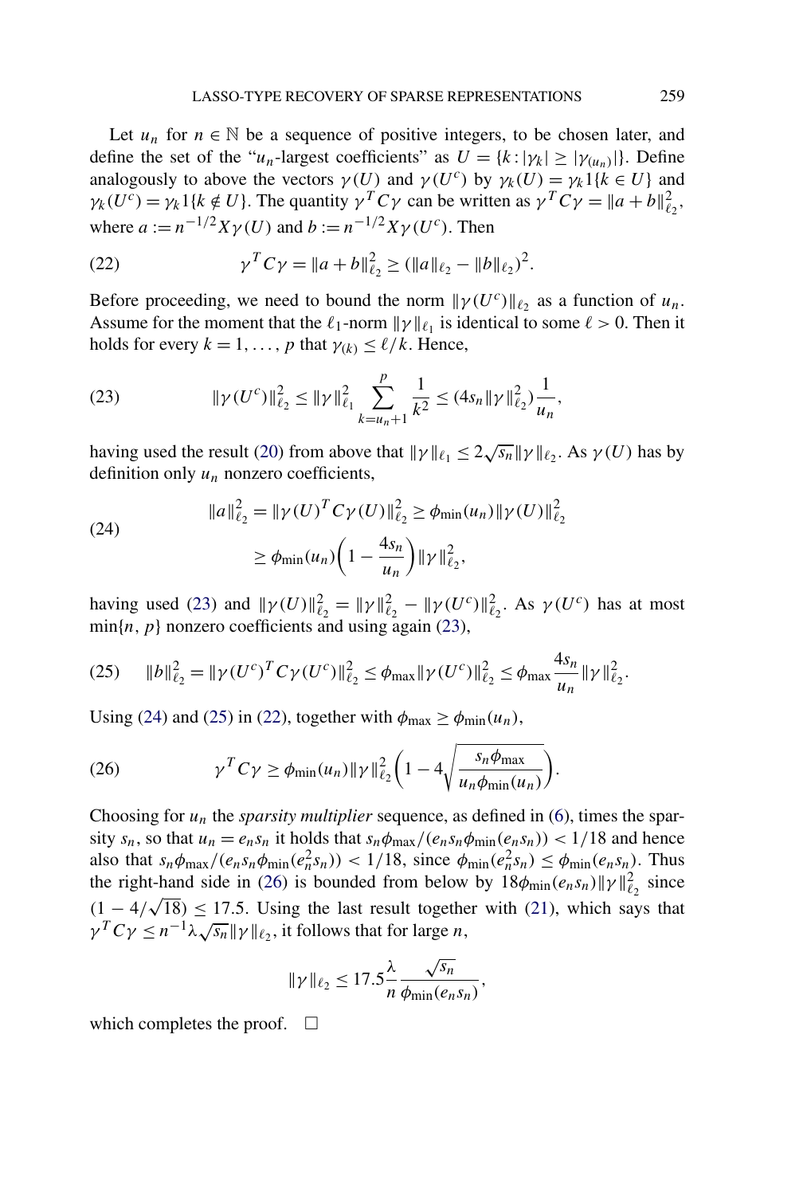Let $u_n$ for $n \in \mathbb{N}$ be a sequence of positive integers, to be chosen later, and define the set of the "$u_n$-largest coefficients" as $U = \{k : |\gamma_k| \geq |\gamma_{(u_n)}|\}$. Define analogously to above the vectors $\gamma(U)$ and $\gamma(U^c)$ by $\gamma_k(U) = \gamma_k 1\{k \in U\}$ and $\gamma_k(U^c) = \gamma_k 1\{k \notin U\}$. The quantity $\gamma^T C \gamma$ can be written as $\gamma^T C \gamma = \|a + b\|_{\ell_2}^2$, where $a := n^{-1/2} X \gamma(U)$ and $b := n^{-1/2} X \gamma(U^c)$. Then

$$\gamma^T C \gamma = \|a + b\|_{\ell_2}^2 \geq (\|a\|_{\ell_2} - \|b\|_{\ell_2})^2. \tag{22}$$

Before proceeding, we need to bound the norm $\|\gamma(U^c)\|_{\ell_2}$ as a function of $u_n$. Assume for the moment that the $\ell_1$-norm $\|\gamma\|_{\ell_1}$ is identical to some $\ell > 0$. Then it holds for every $k = 1, \ldots, p$ that $\gamma_{(k)} \leq \ell / k$. Hence,

$$\|\gamma(U^c)\|_{\ell_2}^2 \leq \|\gamma\|_{\ell_1}^2 \sum_{k=u_n+1}^{p} \frac{1}{k^2} \leq (4 s_n \|\gamma\|_{\ell_2}^2) \frac{1}{u_n}, \tag{23}$$

having used the result (20) from above that $\|\gamma\|_{\ell_1} \leq 2\sqrt{s_n} \|\gamma\|_{\ell_2}$. As $\gamma(U)$ has by definition only $u_n$ nonzero coefficients,

$$\begin{aligned} \|a\|_{\ell_2}^2 = \|\gamma(U)^T C \gamma(U)\|_{\ell_2}^2 &\geq \phi_{\min}(u_n) \|\gamma(U)\|_{\ell_2}^2 \\ &\geq \phi_{\min}(u_n) \left(1 - \frac{4 s_n}{u_n}\right) \|\gamma\|_{\ell_2}^2, \end{aligned} \tag{24}$$

having used (23) and $\|\gamma(U)\|_{\ell_2}^2 = \|\gamma\|_{\ell_2}^2 - \|\gamma(U^c)\|_{\ell_2}^2$. As $\gamma(U^c)$ has at most $\min\{n, p\}$ nonzero coefficients and using again (23),

$$\|b\|_{\ell_2}^2 = \|\gamma(U^c)^T C \gamma(U^c)\|_{\ell_2}^2 \leq \phi_{\max} \|\gamma(U^c)\|_{\ell_2}^2 \leq \phi_{\max} \frac{4 s_n}{u_n} \|\gamma\|_{\ell_2}^2. \tag{25}$$

Using (24) and (25) in (22), together with $\phi_{\max} \geq \phi_{\min}(u_n)$,

$$\gamma^T C \gamma \geq \phi_{\min}(u_n) \|\gamma\|_{\ell_2}^2 \left(1 - 4\sqrt{\frac{s_n \phi_{\max}}{u_n \phi_{\min}(u_n)}}\right). \tag{26}$$

Choosing for $u_n$ the *sparsity multiplier* sequence, as defined in (6), times the sparsity $s_n$, so that $u_n = e_n s_n$ it holds that $s_n \phi_{\max} / (e_n s_n \phi_{\min}(e_n s_n)) < 1/18$ and hence also that $s_n \phi_{\max} / (e_n s_n \phi_{\min}(e_n^2 s_n)) < 1/18$, since $\phi_{\min}(e_n^2 s_n) \leq \phi_{\min}(e_n s_n)$. Thus the right-hand side in (26) is bounded from below by $18 \phi_{\min}(e_n s_n) \|\gamma\|_{\ell_2}^2$ since $(1 - 4/\sqrt{18}) \leq 17.5$. Using the last result together with (21), which says that $\gamma^T C \gamma \leq n^{-1} \lambda \sqrt{s_n} \|\gamma\|_{\ell_2}$, it follows that for large $n$,

$$\|\gamma\|_{\ell_2} \leq 17.5 \frac{\lambda}{n} \frac{\sqrt{s_n}}{\phi_{\min}(e_n s_n)},$$

which completes the proof. $\square$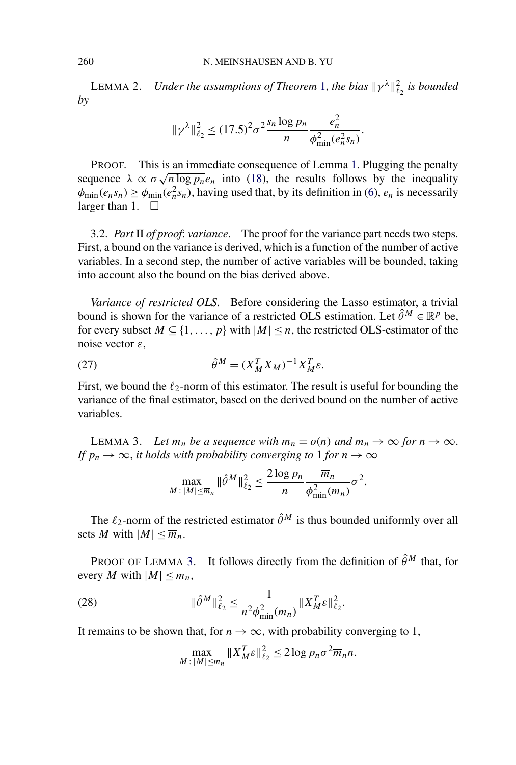LEMMA 2. *Under the assumptions of Theorem 1, the bias $\|\gamma^\lambda\|_{\ell_2}^2$ is bounded by*

$$\|\gamma^\lambda\|_{\ell_2}^2 \le (17.5)^2 \sigma^2 \frac{s_n \log p_n}{n} \frac{e_n^2}{\phi_{\min}^2(e_n^2 s_n)}.$$

PROOF. This is an immediate consequence of Lemma 1. Plugging the penalty sequence $\lambda \propto \sigma\sqrt{n \log p_n} e_n$ into (18), the results follows by the inequality $\phi_{\min}(e_n s_n) \ge \phi_{\min}(e_n^2 s_n)$, having used that, by its definition in (6), $e_n$ is necessarily larger than 1. $\square$

3.2. *Part* II *of proof*: *variance*. The proof for the variance part needs two steps. First, a bound on the variance is derived, which is a function of the number of active variables. In a second step, the number of active variables will be bounded, taking into account also the bound on the bias derived above.

*Variance of restricted OLS*. Before considering the Lasso estimator, a trivial bound is shown for the variance of a restricted OLS estimation. Let $\hat{\theta}^M \in \mathbb{R}^p$ be, for every subset $M \subseteq \{1, \ldots, p\}$ with $|M| \le n$, the restricted OLS-estimator of the noise vector $\varepsilon$,

$$\hat{\theta}^M = (X_M^T X_M)^{-1} X_M^T \varepsilon. \tag{27}$$

First, we bound the $\ell_2$-norm of this estimator. The result is useful for bounding the variance of the final estimator, based on the derived bound on the number of active variables.

LEMMA 3. *Let $\overline{m}_n$ be a sequence with $\overline{m}_n = o(n)$ and $\overline{m}_n \to \infty$ for $n \to \infty$. If $p_n \to \infty$, it holds with probability converging to* 1 *for $n \to \infty$*

$$\max_{M : |M| \le \overline{m}_n} \|\hat{\theta}^M\|_{\ell_2}^2 \le \frac{2 \log p_n}{n} \frac{\overline{m}_n}{\phi_{\min}^2(\overline{m}_n)} \sigma^2.$$

The $\ell_2$-norm of the restricted estimator $\hat{\theta}^M$ is thus bounded uniformly over all sets $M$ with $|M| \le \overline{m}_n$.

PROOF OF LEMMA 3. It follows directly from the definition of $\hat{\theta}^M$ that, for every $M$ with $|M| \le \overline{m}_n$,

$$\|\hat{\theta}^M\|_{\ell_2}^2 \le \frac{1}{n^2 \phi_{\min}^2(\overline{m}_n)} \|X_M^T \varepsilon\|_{\ell_2}^2. \tag{28}$$

It remains to be shown that, for $n \to \infty$, with probability converging to 1,

$$\max_{M : |M| \le \overline{m}_n} \|X_M^T \varepsilon\|_{\ell_2}^2 \le 2 \log p_n \sigma^2 \overline{m}_n n.$$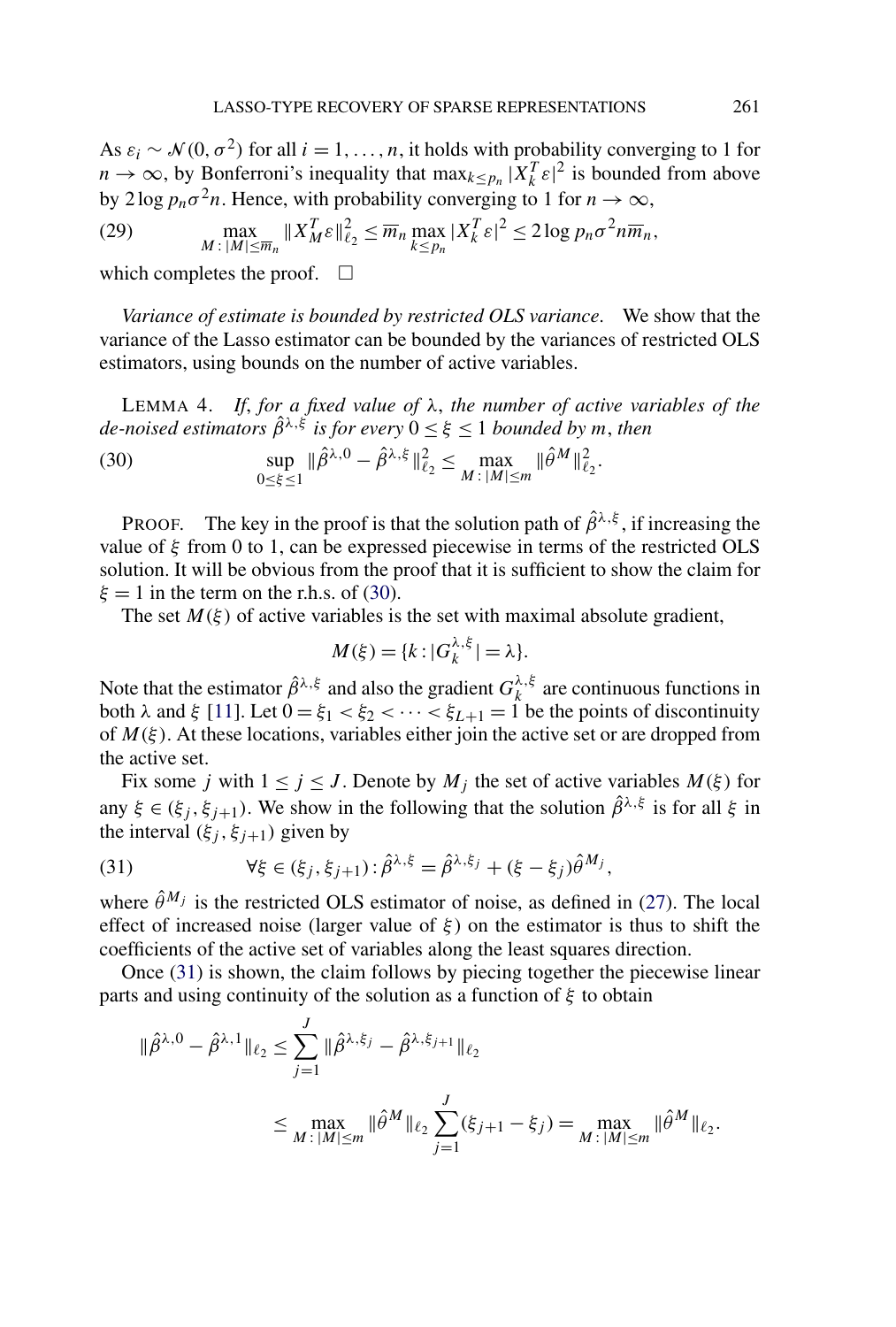As $\varepsilon_i \sim \mathcal{N}(0, \sigma^2)$ for all $i = 1, \ldots, n$, it holds with probability converging to 1 for $n \to \infty$, by Bonferroni's inequality that $\max_{k \le p_n} |X_k^T \varepsilon|^2$ is bounded from above by $2 \log p_n \sigma^2 n$. Hence, with probability converging to 1 for $n \to \infty$,

$$\max_{M : |M| \le \overline{m}_n} \|X_M^T \varepsilon\|_{\ell_2}^2 \le \overline{m}_n \max_{k \le p_n} |X_k^T \varepsilon|^2 \le 2 \log p_n \sigma^2 n \overline{m}_n, \tag{29}$$

which completes the proof. $\square$

*Variance of estimate is bounded by restricted OLS variance.* We show that the variance of the Lasso estimator can be bounded by the variances of restricted OLS estimators, using bounds on the number of active variables.

LEMMA 4. *If, for a fixed value of $\lambda$, the number of active variables of the de-noised estimators $\hat{\beta}^{\lambda,\xi}$ is for every $0 \le \xi \le 1$ bounded by $m$, then*

$$\sup_{0 \le \xi \le 1} \|\hat{\beta}^{\lambda,0} - \hat{\beta}^{\lambda,\xi}\|_{\ell_2}^2 \le \max_{M : |M| \le m} \|\hat{\theta}^M\|_{\ell_2}^2. \tag{30}$$

PROOF. The key in the proof is that the solution path of $\hat{\beta}^{\lambda,\xi}$, if increasing the value of $\xi$ from 0 to 1, can be expressed piecewise in terms of the restricted OLS solution. It will be obvious from the proof that it is sufficient to show the claim for $\xi = 1$ in the term on the r.h.s. of (30).

The set $M(\xi)$ of active variables is the set with maximal absolute gradient,

$$M(\xi) = \{k : |G_k^{\lambda,\xi}| = \lambda\}.$$

Note that the estimator $\hat{\beta}^{\lambda,\xi}$ and also the gradient $G_k^{\lambda,\xi}$ are continuous functions in both $\lambda$ and $\xi$ [11]. Let $0 = \xi_1 < \xi_2 < \cdots < \xi_{L+1} = 1$ be the points of discontinuity of $M(\xi)$. At these locations, variables either join the active set or are dropped from the active set.

Fix some $j$ with $1 \le j \le J$. Denote by $M_j$ the set of active variables $M(\xi)$ for any $\xi \in (\xi_j, \xi_{j+1})$. We show in the following that the solution $\hat{\beta}^{\lambda,\xi}$ is for all $\xi$ in the interval $(\xi_j, \xi_{j+1})$ given by

$$\forall \xi \in (\xi_j, \xi_{j+1}) : \hat{\beta}^{\lambda,\xi} = \hat{\beta}^{\lambda,\xi_j} + (\xi - \xi_j)\hat{\theta}^{M_j}, \tag{31}$$

where $\hat{\theta}^{M_j}$ is the restricted OLS estimator of noise, as defined in (27). The local effect of increased noise (larger value of $\xi$) on the estimator is thus to shift the coefficients of the active set of variables along the least squares direction.

Once (31) is shown, the claim follows by piecing together the piecewise linear parts and using continuity of the solution as a function of $\xi$ to obtain

$$\begin{aligned}
\|\hat{\beta}^{\lambda,0} - \hat{\beta}^{\lambda,1}\|_{\ell_2} &\le \sum_{j=1}^{J} \|\hat{\beta}^{\lambda,\xi_j} - \hat{\beta}^{\lambda,\xi_{j+1}}\|_{\ell_2} \\
&\le \max_{M : |M| \le m} \|\hat{\theta}^M\|_{\ell_2} \sum_{j=1}^{J} (\xi_{j+1} - \xi_j) = \max_{M : |M| \le m} \|\hat{\theta}^M\|_{\ell_2}.
\end{aligned}$$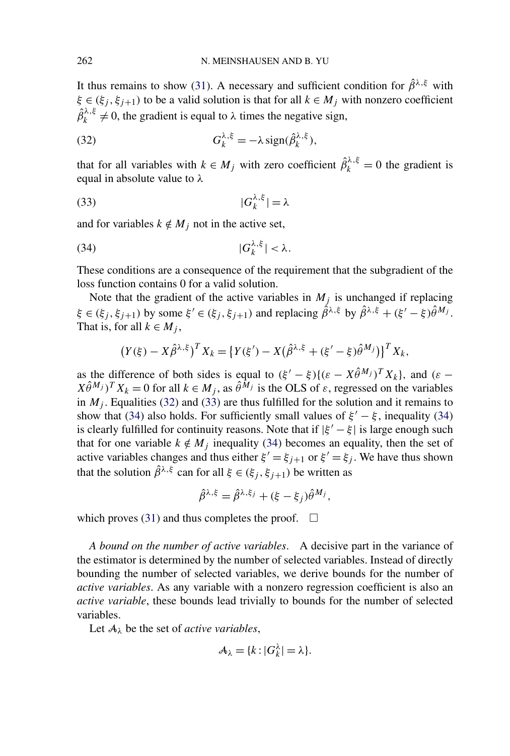It thus remains to show (31). A necessary and sufficient condition for $\hat{\beta}^{\lambda,\xi}$ with $\xi \in (\xi_j, \xi_{j+1})$ to be a valid solution is that for all $k \in M_j$ with nonzero coefficient $\hat{\beta}_k^{\lambda,\xi} \neq 0$, the gradient is equal to $\lambda$ times the negative sign,

$$G_k^{\lambda,\xi} = -\lambda \operatorname{sign}(\hat{\beta}_k^{\lambda,\xi}), \tag{32}$$

that for all variables with $k \in M_j$ with zero coefficient $\hat{\beta}_k^{\lambda,\xi} = 0$ the gradient is equal in absolute value to $\lambda$

$$|G_k^{\lambda,\xi}| = \lambda \tag{33}$$

and for variables $k \notin M_j$ not in the active set,

$$|G_k^{\lambda,\xi}| < \lambda. \tag{34}$$

These conditions are a consequence of the requirement that the subgradient of the loss function contains 0 for a valid solution.

Note that the gradient of the active variables in $M_j$ is unchanged if replacing $\xi \in (\xi_j, \xi_{j+1})$ by some $\xi' \in (\xi_j, \xi_{j+1})$ and replacing $\hat{\beta}^{\lambda,\xi}$ by $\hat{\beta}^{\lambda,\xi} + (\xi' - \xi)\hat{\theta}^{M_j}$. That is, for all $k \in M_j$,

$$\big(Y(\xi) - X\hat{\beta}^{\lambda,\xi}\big)^T X_k = \big\{Y(\xi') - X\big(\hat{\beta}^{\lambda,\xi} + (\xi' - \xi)\hat{\theta}^{M_j}\big)\big\}^T X_k,$$

as the difference of both sides is equal to $(\xi' - \xi)\{(\varepsilon - X\hat{\theta}^{M_j})^T X_k\}$, and $(\varepsilon - X\hat{\theta}^{M_j})^T X_k = 0$ for all $k \in M_j$, as $\hat{\theta}^{M_j}$ is the OLS of $\varepsilon$, regressed on the variables in $M_j$. Equalities (32) and (33) are thus fulfilled for the solution and it remains to show that (34) also holds. For sufficiently small values of $\xi' - \xi$, inequality (34) is clearly fulfilled for continuity reasons. Note that if $|\xi' - \xi|$ is large enough such that for one variable $k \notin M_j$ inequality (34) becomes an equality, then the set of active variables changes and thus either $\xi' = \xi_{j+1}$ or $\xi' = \xi_j$. We have thus shown that the solution $\hat{\beta}^{\lambda,\xi}$ can for all $\xi \in (\xi_j, \xi_{j+1})$ be written as

$$\hat{\beta}^{\lambda,\xi} = \hat{\beta}^{\lambda,\xi_j} + (\xi - \xi_j)\hat{\theta}^{M_j},$$

which proves (31) and thus completes the proof. $\square$

*A bound on the number of active variables*. A decisive part in the variance of the estimator is determined by the number of selected variables. Instead of directly bounding the number of selected variables, we derive bounds for the number of *active variables*. As any variable with a nonzero regression coefficient is also an *active variable*, these bounds lead trivially to bounds for the number of selected variables.

Let $\mathcal{A}_\lambda$ be the set of *active variables*,

$$\mathcal{A}_\lambda = \{k : |G_k^\lambda| = \lambda\}.$$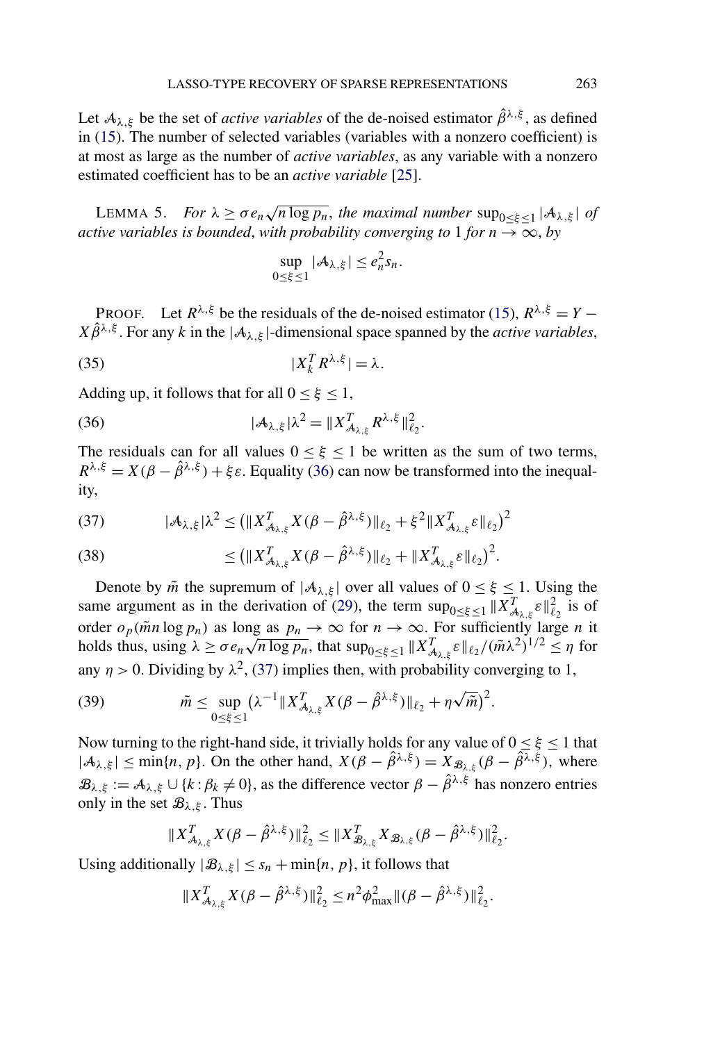Let $\mathcal{A}_{\lambda,\xi}$ be the set of *active variables* of the de-noised estimator $\hat{\beta}^{\lambda,\xi}$, as defined in (15). The number of selected variables (variables with a nonzero coefficient) is at most as large as the number of *active variables*, as any variable with a nonzero estimated coefficient has to be an *active variable* [25].

LEMMA 5. *For $\lambda \geq \sigma e_n \sqrt{n \log p_n}$, the maximal number $\sup_{0\leq\xi\leq 1} |\mathcal{A}_{\lambda,\xi}|$ of active variables is bounded, with probability converging to 1 for $n \to \infty$, by*

$$\sup_{0\leq\xi\leq 1} |\mathcal{A}_{\lambda,\xi}| \leq e_n^2 s_n.$$

PROOF. Let $R^{\lambda,\xi}$ be the residuals of the de-noised estimator (15), $R^{\lambda,\xi} = Y - X\hat{\beta}^{\lambda,\xi}$. For any $k$ in the $|\mathcal{A}_{\lambda,\xi}|$-dimensional space spanned by the *active variables*,

$$|X_k^T R^{\lambda,\xi}| = \lambda. \tag{35}$$

Adding up, it follows that for all $0 \leq \xi \leq 1$,

$$|\mathcal{A}_{\lambda,\xi}|\lambda^2 = \|X_{\mathcal{A}_{\lambda,\xi}}^T R^{\lambda,\xi}\|_{\ell_2}^2. \tag{36}$$

The residuals can for all values $0 \leq \xi \leq 1$ be written as the sum of two terms, $R^{\lambda,\xi} = X(\beta - \hat{\beta}^{\lambda,\xi}) + \xi\varepsilon$. Equality (36) can now be transformed into the inequality,

$$|\mathcal{A}_{\lambda,\xi}|\lambda^2 \leq \left(\|X_{\mathcal{A}_{\lambda,\xi}}^T X(\beta - \hat{\beta}^{\lambda,\xi})\|_{\ell_2} + \xi^2 \|X_{\mathcal{A}_{\lambda,\xi}}^T \varepsilon\|_{\ell_2}\right)^2 \tag{37}$$

$$\leq \left(\|X_{\mathcal{A}_{\lambda,\xi}}^T X(\beta - \hat{\beta}^{\lambda,\xi})\|_{\ell_2} + \|X_{\mathcal{A}_{\lambda,\xi}}^T \varepsilon\|_{\ell_2}\right)^2. \tag{38}$$

Denote by $\tilde{m}$ the supremum of $|\mathcal{A}_{\lambda,\xi}|$ over all values of $0 \leq \xi \leq 1$. Using the same argument as in the derivation of (29), the term $\sup_{0\leq\xi\leq 1} \|X_{\mathcal{A}_{\lambda,\xi}}^T \varepsilon\|_{\ell_2}^2$ is of order $o_p(\tilde{m} n \log p_n)$ as long as $p_n \to \infty$ for $n \to \infty$. For sufficiently large $n$ it holds thus, using $\lambda \geq \sigma e_n \sqrt{n \log p_n}$, that $\sup_{0\leq\xi\leq 1} \|X_{\mathcal{A}_{\lambda,\xi}}^T \varepsilon\|_{\ell_2} / (\tilde{m}\lambda^2)^{1/2} \leq \eta$ for any $\eta > 0$. Dividing by $\lambda^2$, (37) implies then, with probability converging to 1,

$$\tilde{m} \leq \sup_{0\leq\xi\leq 1} \left(\lambda^{-1} \|X_{\mathcal{A}_{\lambda,\xi}}^T X(\beta - \hat{\beta}^{\lambda,\xi})\|_{\ell_2} + \eta\sqrt{\tilde{m}}\right)^2. \tag{39}$$

Now turning to the right-hand side, it trivially holds for any value of $0 \leq \xi \leq 1$ that $|\mathcal{A}_{\lambda,\xi}| \leq \min\{n, p\}$. On the other hand, $X(\beta - \hat{\beta}^{\lambda,\xi}) = X_{\mathcal{B}_{\lambda,\xi}}(\beta - \hat{\beta}^{\lambda,\xi})$, where $\mathcal{B}_{\lambda,\xi} := \mathcal{A}_{\lambda,\xi} \cup \{k : \beta_k \neq 0\}$, as the difference vector $\beta - \hat{\beta}^{\lambda,\xi}$ has nonzero entries only in the set $\mathcal{B}_{\lambda,\xi}$. Thus

$$\|X_{\mathcal{A}_{\lambda,\xi}}^T X(\beta - \hat{\beta}^{\lambda,\xi})\|_{\ell_2}^2 \leq \|X_{\mathcal{B}_{\lambda,\xi}}^T X_{\mathcal{B}_{\lambda,\xi}}(\beta - \hat{\beta}^{\lambda,\xi})\|_{\ell_2}^2.$$

Using additionally $|\mathcal{B}_{\lambda,\xi}| \leq s_n + \min\{n, p\}$, it follows that

$$\|X_{\mathcal{A}_{\lambda,\xi}}^T X(\beta - \hat{\beta}^{\lambda,\xi})\|_{\ell_2}^2 \leq n^2 \phi_{\max}^2 \|(\beta - \hat{\beta}^{\lambda,\xi})\|_{\ell_2}^2.$$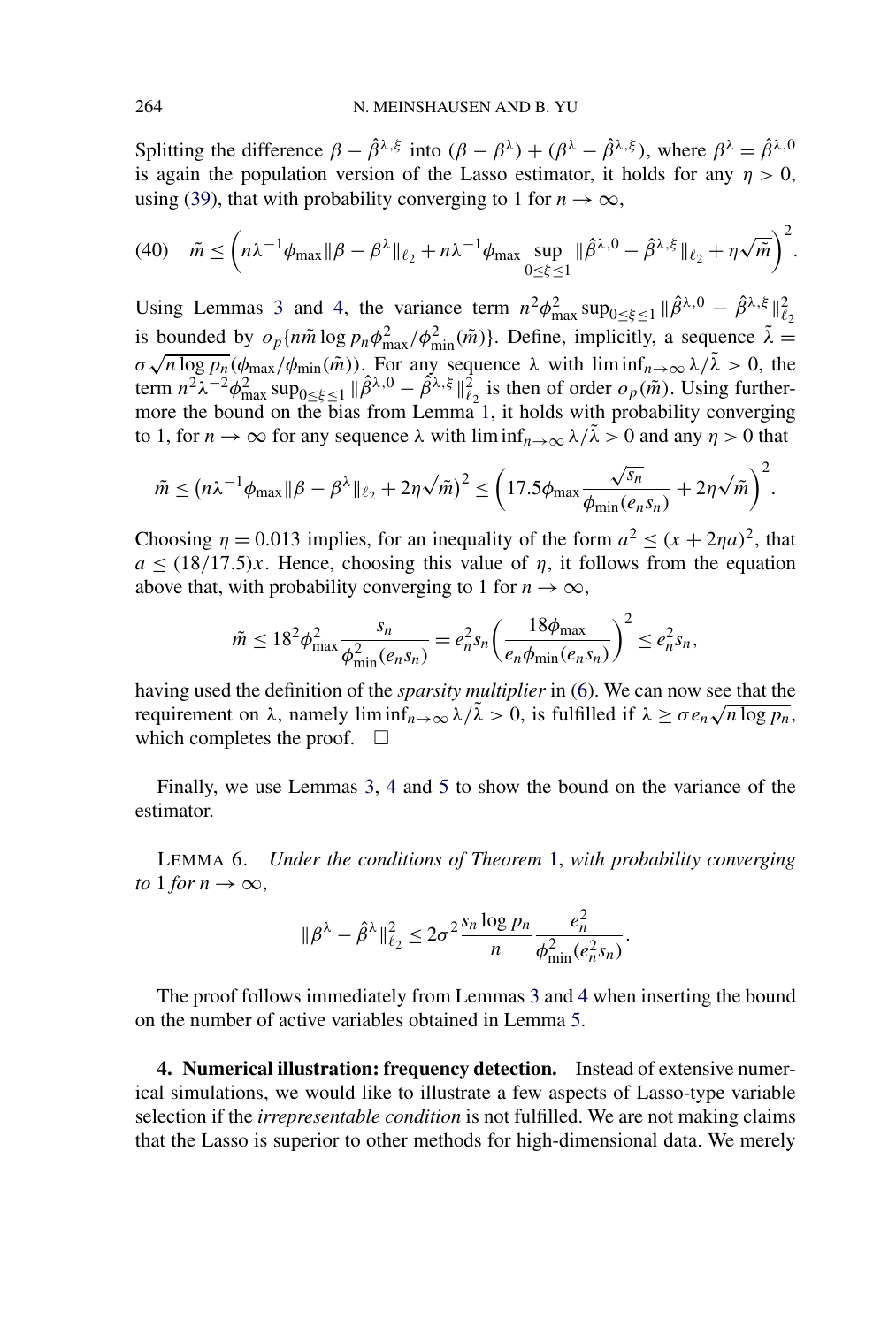Splitting the difference $\beta - \hat{\beta}^{\lambda,\xi}$ into $(\beta - \beta^\lambda) + (\beta^\lambda - \hat{\beta}^{\lambda,\xi})$, where $\beta^\lambda = \hat{\beta}^{\lambda,0}$ is again the population version of the Lasso estimator, it holds for any $\eta > 0$, using (39), that with probability converging to 1 for $n \to \infty$,

$$\tilde{m} \le \left( n\lambda^{-1}\phi_{\max}\|\beta - \beta^\lambda\|_{\ell_2} + n\lambda^{-1}\phi_{\max} \sup_{0\le\xi\le 1} \|\hat{\beta}^{\lambda,0} - \hat{\beta}^{\lambda,\xi}\|_{\ell_2} + \eta\sqrt{\tilde{m}} \right)^2. \tag{40}$$

Using Lemmas 3 and 4, the variance term $n^2\phi_{\max}^2 \sup_{0\le\xi\le 1}\|\hat{\beta}^{\lambda,0} - \hat{\beta}^{\lambda,\xi}\|_{\ell_2}^2$ is bounded by $o_p\{n\tilde{m}\log p_n \phi_{\max}^2/\phi_{\min}^2(\tilde{m})\}$. Define, implicitly, a sequence $\tilde{\lambda} = \sigma\sqrt{n\log p_n}(\phi_{\max}/\phi_{\min}(\tilde{m}))$. For any sequence $\lambda$ with $\liminf_{n\to\infty}\lambda/\tilde{\lambda} > 0$, the term $n^2\lambda^{-2}\phi_{\max}^2 \sup_{0\le\xi\le 1}\|\hat{\beta}^{\lambda,0} - \hat{\beta}^{\lambda,\xi}\|_{\ell_2}^2$ is then of order $o_p(\tilde{m})$. Using furthermore the bound on the bias from Lemma 1, it holds with probability converging to 1, for $n \to \infty$ for any sequence $\lambda$ with $\liminf_{n\to\infty}\lambda/\tilde{\lambda} > 0$ and any $\eta > 0$ that

$$\tilde{m} \le \left(n\lambda^{-1}\phi_{\max}\|\beta - \beta^\lambda\|_{\ell_2} + 2\eta\sqrt{\tilde{m}}\right)^2 \le \left(17.5\phi_{\max}\frac{\sqrt{s_n}}{\phi_{\min}(e_n s_n)} + 2\eta\sqrt{\tilde{m}}\right)^2.$$

Choosing $\eta = 0.013$ implies, for an inequality of the form $a^2 \le (x + 2\eta a)^2$, that $a \le (18/17.5)x$. Hence, choosing this value of $\eta$, it follows from the equation above that, with probability converging to 1 for $n \to \infty$,

$$\tilde{m} \le 18^2\phi_{\max}^2 \frac{s_n}{\phi_{\min}^2(e_n s_n)} = e_n^2 s_n \left(\frac{18\phi_{\max}}{e_n\phi_{\min}(e_n s_n)}\right)^2 \le e_n^2 s_n,$$

having used the definition of the *sparsity multiplier* in (6). We can now see that the requirement on $\lambda$, namely $\liminf_{n\to\infty}\lambda/\tilde{\lambda} > 0$, is fulfilled if $\lambda \ge \sigma e_n\sqrt{n\log p_n}$, which completes the proof. $\square$

Finally, we use Lemmas 3, 4 and 5 to show the bound on the variance of the estimator.

LEMMA 6. *Under the conditions of Theorem 1, with probability converging to 1 for $n \to \infty$,*

$$\|\beta^\lambda - \hat{\beta}^\lambda\|_{\ell_2}^2 \le 2\sigma^2 \frac{s_n \log p_n}{n} \frac{e_n^2}{\phi_{\min}^2(e_n^2 s_n)}.$$

The proof follows immediately from Lemmas 3 and 4 when inserting the bound on the number of active variables obtained in Lemma 5.

## 4. Numerical illustration: frequency detection.

Instead of extensive numerical simulations, we would like to illustrate a few aspects of Lasso-type variable selection if the *irrepresentable condition* is not fulfilled. We are not making claims that the Lasso is superior to other methods for high-dimensional data. We merely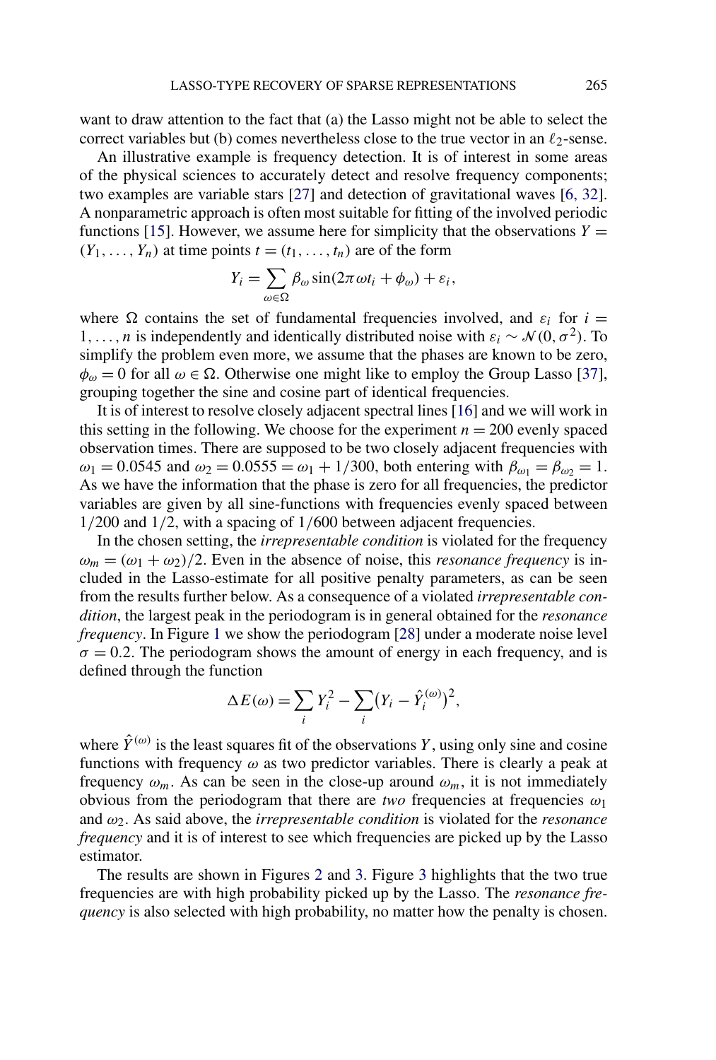want to draw attention to the fact that (a) the Lasso might not be able to select the correct variables but (b) comes nevertheless close to the true vector in an $\ell_2$-sense.

An illustrative example is frequency detection. It is of interest in some areas of the physical sciences to accurately detect and resolve frequency components; two examples are variable stars [27] and detection of gravitational waves [6, 32]. A nonparametric approach is often most suitable for fitting of the involved periodic functions [15]. However, we assume here for simplicity that the observations $Y = (Y_1, \dots, Y_n)$ at time points $t = (t_1, \dots, t_n)$ are of the form

$$Y_i = \sum_{\omega \in \Omega} \beta_\omega \sin(2\pi \omega t_i + \phi_\omega) + \varepsilon_i,$$

where $\Omega$ contains the set of fundamental frequencies involved, and $\varepsilon_i$ for $i = 1, \dots, n$ is independently and identically distributed noise with $\varepsilon_i \sim \mathcal{N}(0, \sigma^2)$. To simplify the problem even more, we assume that the phases are known to be zero, $\phi_\omega = 0$ for all $\omega \in \Omega$. Otherwise one might like to employ the Group Lasso [37], grouping together the sine and cosine part of identical frequencies.

It is of interest to resolve closely adjacent spectral lines [16] and we will work in this setting in the following. We choose for the experiment $n = 200$ evenly spaced observation times. There are supposed to be two closely adjacent frequencies with $\omega_1 = 0.0545$ and $\omega_2 = 0.0555 = \omega_1 + 1/300$, both entering with $\beta_{\omega_1} = \beta_{\omega_2} = 1$. As we have the information that the phase is zero for all frequencies, the predictor variables are given by all sine-functions with frequencies evenly spaced between $1/200$ and $1/2$, with a spacing of $1/600$ between adjacent frequencies.

In the chosen setting, the *irrepresentable condition* is violated for the frequency $\omega_m = (\omega_1 + \omega_2)/2$. Even in the absence of noise, this *resonance frequency* is included in the Lasso-estimate for all positive penalty parameters, as can be seen from the results further below. As a consequence of a violated *irrepresentable condition*, the largest peak in the periodogram is in general obtained for the *resonance frequency*. In Figure 1 we show the periodogram [28] under a moderate noise level $\sigma = 0.2$. The periodogram shows the amount of energy in each frequency, and is defined through the function

$$\Delta E(\omega) = \sum_i Y_i^2 - \sum_i \big(Y_i - \hat{Y}_i^{(\omega)}\big)^2,$$

where $\hat{Y}^{(\omega)}$ is the least squares fit of the observations $Y$, using only sine and cosine functions with frequency $\omega$ as two predictor variables. There is clearly a peak at frequency $\omega_m$. As can be seen in the close-up around $\omega_m$, it is not immediately obvious from the periodogram that there are *two* frequencies at frequencies $\omega_1$ and $\omega_2$. As said above, the *irrepresentable condition* is violated for the *resonance frequency* and it is of interest to see which frequencies are picked up by the Lasso estimator.

The results are shown in Figures 2 and 3. Figure 3 highlights that the two true frequencies are with high probability picked up by the Lasso. The *resonance frequency* is also selected with high probability, no matter how the penalty is chosen.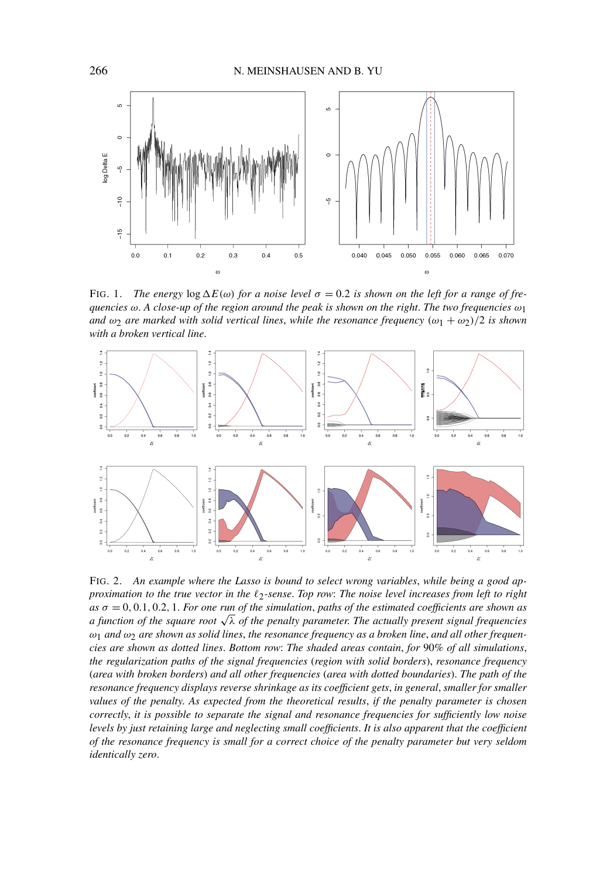FIG. 1. *The energy $\log \Delta E(\omega)$ for a noise level $\sigma = 0.2$ is shown on the left for a range of frequencies $\omega$. A close-up of the region around the peak is shown on the right. The two frequencies $\omega_1$ and $\omega_2$ are marked with solid vertical lines, while the resonance frequency $(\omega_1 + \omega_2)/2$ is shown with a broken vertical line.*

FIG. 2. *An example where the Lasso is bound to select wrong variables, while being a good approximation to the true vector in the $\ell_2$-sense. Top row: The noise level increases from left to right as $\sigma = 0, 0.1, 0.2, 1$. For one run of the simulation, paths of the estimated coefficients are shown as a function of the square root $\sqrt{\lambda}$ of the penalty parameter. The actually present signal frequencies $\omega_1$ and $\omega_2$ are shown as solid lines, the resonance frequency as a broken line, and all other frequencies are shown as dotted lines. Bottom row: The shaded areas contain, for 90% of all simulations, the regularization paths of the signal frequencies (region with solid borders), resonance frequency (area with broken borders) and all other frequencies (area with dotted boundaries). The path of the resonance frequency displays reverse shrinkage as its coefficient gets, in general, smaller for smaller values of the penalty. As expected from the theoretical results, if the penalty parameter is chosen correctly, it is possible to separate the signal and resonance frequencies for sufficiently low noise levels by just retaining large and neglecting small coefficients. It is also apparent that the coefficient of the resonance frequency is small for a correct choice of the penalty parameter but very seldom identically zero.*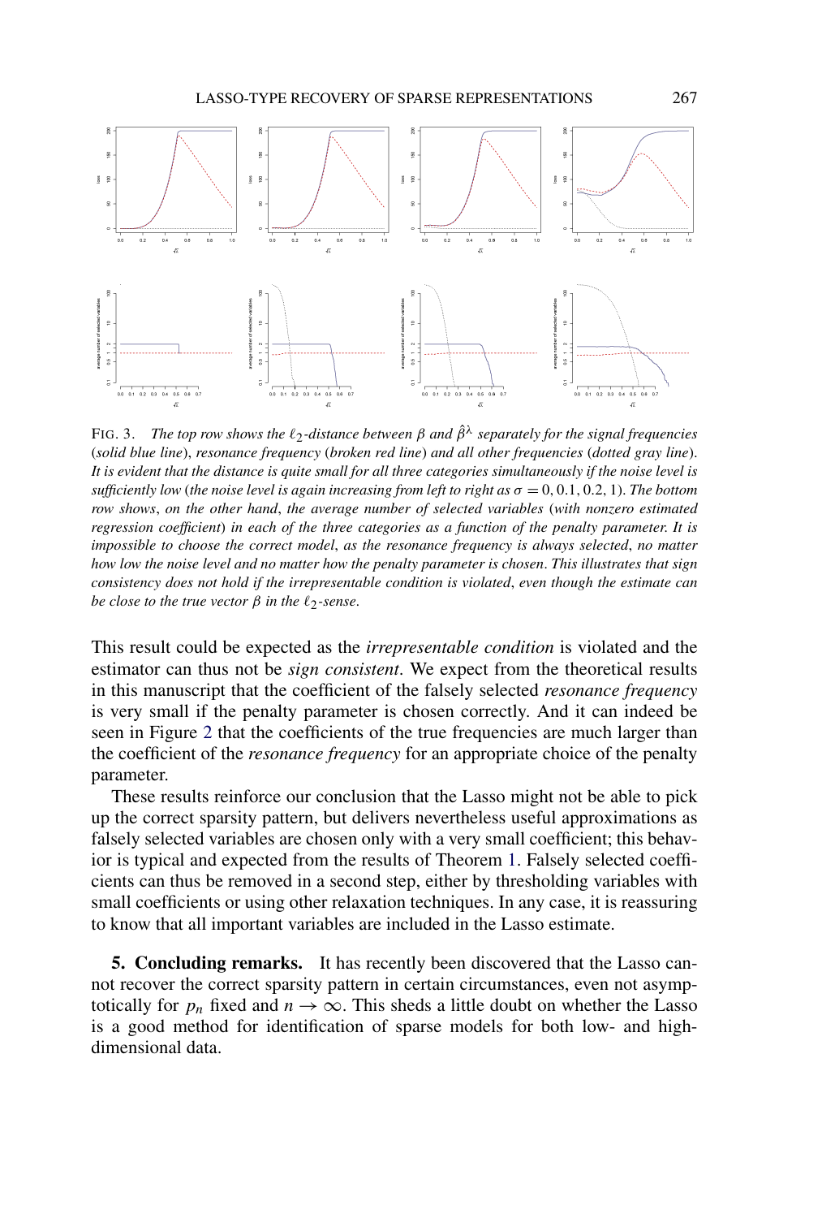FIG. 3. *The top row shows the $\ell_2$-distance between $\beta$ and $\hat{\beta}^\lambda$ separately for the signal frequencies* (*solid blue line*), *resonance frequency* (*broken red line*) *and all other frequencies* (*dotted gray line*). *It is evident that the distance is quite small for all three categories simultaneously if the noise level is sufficiently low* (*the noise level is again increasing from left to right as $\sigma = 0, 0.1, 0.2, 1$*). *The bottom row shows*, *on the other hand*, *the average number of selected variables* (*with nonzero estimated regression coefficient*) *in each of the three categories as a function of the penalty parameter. It is impossible to choose the correct model*, *as the resonance frequency is always selected*, *no matter how low the noise level and no matter how the penalty parameter is chosen. This illustrates that sign consistency does not hold if the irrepresentable condition is violated*, *even though the estimate can be close to the true vector $\beta$ in the $\ell_2$-sense.*

This result could be expected as the *irrepresentable condition* is violated and the estimator can thus not be *sign consistent*. We expect from the theoretical results in this manuscript that the coefficient of the falsely selected *resonance frequency* is very small if the penalty parameter is chosen correctly. And it can indeed be seen in Figure 2 that the coefficients of the true frequencies are much larger than the coefficient of the *resonance frequency* for an appropriate choice of the penalty parameter.

These results reinforce our conclusion that the Lasso might not be able to pick up the correct sparsity pattern, but delivers nevertheless useful approximations as falsely selected variables are chosen only with a very small coefficient; this behavior is typical and expected from the results of Theorem 1. Falsely selected coefficients can thus be removed in a second step, either by thresholding variables with small coefficients or using other relaxation techniques. In any case, it is reassuring to know that all important variables are included in the Lasso estimate.

**5. Concluding remarks.** It has recently been discovered that the Lasso cannot recover the correct sparsity pattern in certain circumstances, even not asymptotically for $p_n$ fixed and $n \to \infty$. This sheds a little doubt on whether the Lasso is a good method for identification of sparse models for both low- and high-dimensional data.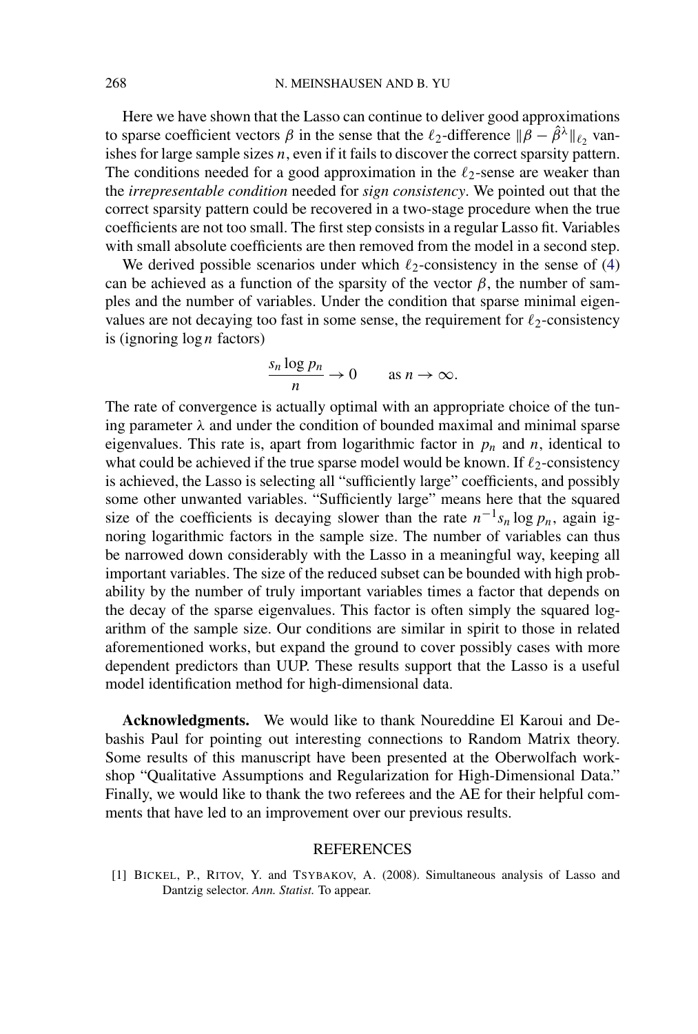Here we have shown that the Lasso can continue to deliver good approximations to sparse coefficient vectors $\beta$ in the sense that the $\ell_2$-difference $\|\beta - \hat{\beta}^\lambda\|_{\ell_2}$ vanishes for large sample sizes $n$, even if it fails to discover the correct sparsity pattern. The conditions needed for a good approximation in the $\ell_2$-sense are weaker than the *irrepresentable condition* needed for *sign consistency*. We pointed out that the correct sparsity pattern could be recovered in a two-stage procedure when the true coefficients are not too small. The first step consists in a regular Lasso fit. Variables with small absolute coefficients are then removed from the model in a second step.

We derived possible scenarios under which $\ell_2$-consistency in the sense of (4) can be achieved as a function of the sparsity of the vector $\beta$, the number of samples and the number of variables. Under the condition that sparse minimal eigenvalues are not decaying too fast in some sense, the requirement for $\ell_2$-consistency is (ignoring $\log n$ factors)

$$\frac{s_n \log p_n}{n} \to 0 \qquad \text{as } n \to \infty.$$

The rate of convergence is actually optimal with an appropriate choice of the tuning parameter $\lambda$ and under the condition of bounded maximal and minimal sparse eigenvalues. This rate is, apart from logarithmic factor in $p_n$ and $n$, identical to what could be achieved if the true sparse model would be known. If $\ell_2$-consistency is achieved, the Lasso is selecting all "sufficiently large" coefficients, and possibly some other unwanted variables. "Sufficiently large" means here that the squared size of the coefficients is decaying slower than the rate $n^{-1}s_n \log p_n$, again ignoring logarithmic factors in the sample size. The number of variables can thus be narrowed down considerably with the Lasso in a meaningful way, keeping all important variables. The size of the reduced subset can be bounded with high probability by the number of truly important variables times a factor that depends on the decay of the sparse eigenvalues. This factor is often simply the squared logarithm of the sample size. Our conditions are similar in spirit to those in related aforementioned works, but expand the ground to cover possibly cases with more dependent predictors than UUP. These results support that the Lasso is a useful model identification method for high-dimensional data.

**Acknowledgments.** We would like to thank Noureddine El Karoui and Debashis Paul for pointing out interesting connections to Random Matrix theory. Some results of this manuscript have been presented at the Oberwolfach workshop "Qualitative Assumptions and Regularization for High-Dimensional Data." Finally, we would like to thank the two referees and the AE for their helpful comments that have led to an improvement over our previous results.

## REFERENCES

[1] Bickel, P., Ritov, Y. and Tsybakov, A. (2008). Simultaneous analysis of Lasso and Dantzig selector. *Ann. Statist.* To appear.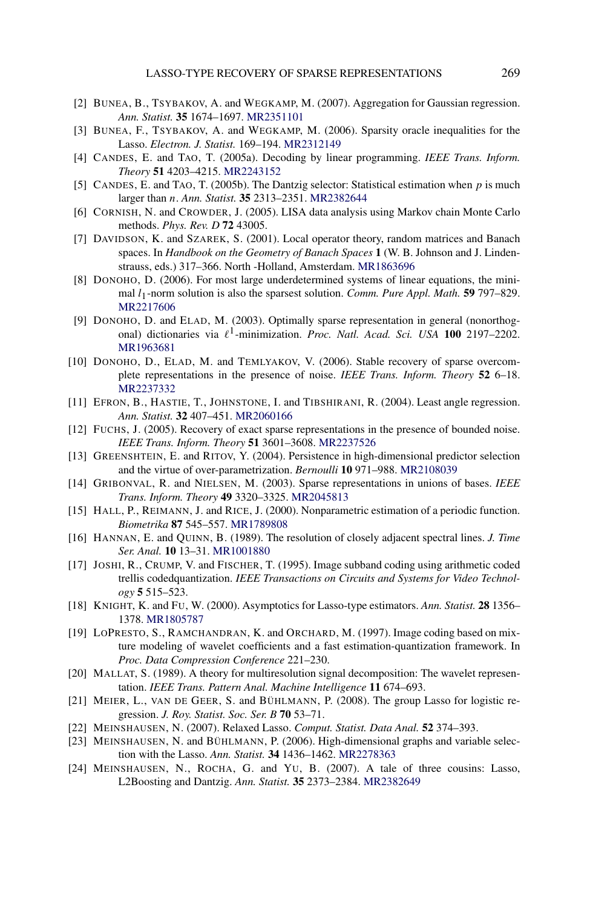[2] BUNEA, B., TSYBAKOV, A. and WEGKAMP, M. (2007). Aggregation for Gaussian regression. *Ann. Statist.* **35** 1674–1697. MR2351101

[3] BUNEA, F., TSYBAKOV, A. and WEGKAMP, M. (2006). Sparsity oracle inequalities for the Lasso. *Electron. J. Statist.* 169–194. MR2312149

[4] CANDES, E. and TAO, T. (2005a). Decoding by linear programming. *IEEE Trans. Inform. Theory* **51** 4203–4215. MR2243152

[5] CANDES, E. and TAO, T. (2005b). The Dantzig selector: Statistical estimation when $p$ is much larger than $n$. *Ann. Statist.* **35** 2313–2351. MR2382644

[6] CORNISH, N. and CROWDER, J. (2005). LISA data analysis using Markov chain Monte Carlo methods. *Phys. Rev. D* **72** 43005.

[7] DAVIDSON, K. and SZAREK, S. (2001). Local operator theory, random matrices and Banach spaces. In *Handbook on the Geometry of Banach Spaces* **1** (W. B. Johnson and J. Lindenstrauss, eds.) 317–366. North -Holland, Amsterdam. MR1863696

[8] DONOHO, D. (2006). For most large underdetermined systems of linear equations, the minimal $l_1$-norm solution is also the sparsest solution. *Comm. Pure Appl. Math.* **59** 797–829. MR2217606

[9] DONOHO, D. and ELAD, M. (2003). Optimally sparse representation in general (nonorthogonal) dictionaries via $\ell^1$-minimization. *Proc. Natl. Acad. Sci. USA* **100** 2197–2202. MR1963681

[10] DONOHO, D., ELAD, M. and TEMLYAKOV, V. (2006). Stable recovery of sparse overcomplete representations in the presence of noise. *IEEE Trans. Inform. Theory* **52** 6–18. MR2237332

[11] EFRON, B., HASTIE, T., JOHNSTONE, I. and TIBSHIRANI, R. (2004). Least angle regression. *Ann. Statist.* **32** 407–451. MR2060166

[12] FUCHS, J. (2005). Recovery of exact sparse representations in the presence of bounded noise. *IEEE Trans. Inform. Theory* **51** 3601–3608. MR2237526

[13] GREENSHTEIN, E. and RITOV, Y. (2004). Persistence in high-dimensional predictor selection and the virtue of over-parametrization. *Bernoulli* **10** 971–988. MR2108039

[14] GRIBONVAL, R. and NIELSEN, M. (2003). Sparse representations in unions of bases. *IEEE Trans. Inform. Theory* **49** 3320–3325. MR2045813

[15] HALL, P., REIMANN, J. and RICE, J. (2000). Nonparametric estimation of a periodic function. *Biometrika* **87** 545–557. MR1789808

[16] HANNAN, E. and QUINN, B. (1989). The resolution of closely adjacent spectral lines. *J. Time Ser. Anal.* **10** 13–31. MR1001880

[17] JOSHI, R., CRUMP, V. and FISCHER, T. (1995). Image subband coding using arithmetic coded trellis codedquantization. *IEEE Transactions on Circuits and Systems for Video Technology* **5** 515–523.

[18] KNIGHT, K. and FU, W. (2000). Asymptotics for Lasso-type estimators. *Ann. Statist.* **28** 1356–1378. MR1805787

[19] LOPRESTO, S., RAMCHANDRAN, K. and ORCHARD, M. (1997). Image coding based on mixture modeling of wavelet coefficients and a fast estimation-quantization framework. In *Proc. Data Compression Conference* 221–230.

[20] MALLAT, S. (1989). A theory for multiresolution signal decomposition: The wavelet representation. *IEEE Trans. Pattern Anal. Machine Intelligence* **11** 674–693.

[21] MEIER, L., VAN DE GEER, S. and BÜHLMANN, P. (2008). The group Lasso for logistic regression. *J. Roy. Statist. Soc. Ser. B* **70** 53–71.

[22] MEINSHAUSEN, N. (2007). Relaxed Lasso. *Comput. Statist. Data Anal.* **52** 374–393.

[23] MEINSHAUSEN, N. and BÜHLMANN, P. (2006). High-dimensional graphs and variable selection with the Lasso. *Ann. Statist.* **34** 1436–1462. MR2278363

[24] MEINSHAUSEN, N., ROCHA, G. and YU, B. (2007). A tale of three cousins: Lasso, L2Boosting and Dantzig. *Ann. Statist.* **35** 2373–2384. MR2382649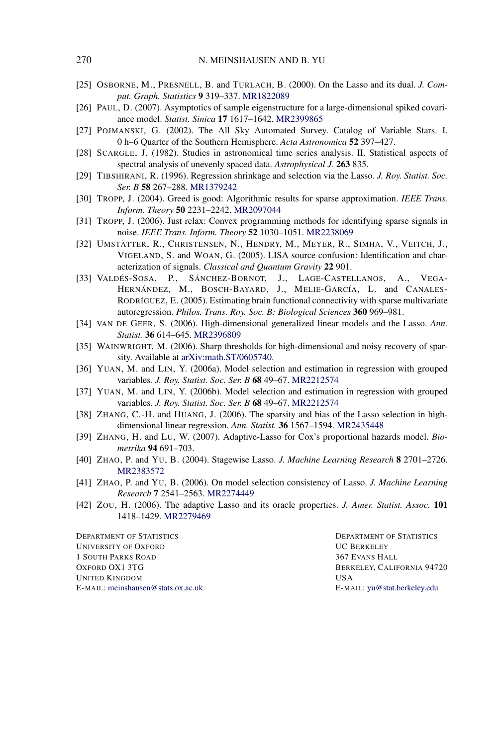[25] OSBORNE, M., PRESNELL, B. and TURLACH, B. (2000). On the Lasso and its dual. *J. Comput. Graph. Statistics* **9** 319–337. MR1822089

[26] PAUL, D. (2007). Asymptotics of sample eigenstructure for a large-dimensional spiked covariance model. *Statist. Sinica* **17** 1617–1642. MR2399865

[27] POJMANSKI, G. (2002). The All Sky Automated Survey. Catalog of Variable Stars. I. 0 h–6 Quarter of the Southern Hemisphere. *Acta Astronomica* **52** 397–427.

[28] SCARGLE, J. (1982). Studies in astronomical time series analysis. II. Statistical aspects of spectral analysis of unevenly spaced data. *Astrophysical J.* **263** 835.

[29] TIBSHIRANI, R. (1996). Regression shrinkage and selection via the Lasso. *J. Roy. Statist. Soc. Ser. B* **58** 267–288. MR1379242

[30] TROPP, J. (2004). Greed is good: Algorithmic results for sparse approximation. *IEEE Trans. Inform. Theory* **50** 2231–2242. MR2097044

[31] TROPP, J. (2006). Just relax: Convex programming methods for identifying sparse signals in noise. *IEEE Trans. Inform. Theory* **52** 1030–1051. MR2238069

[32] UMSTÄTTER, R., CHRISTENSEN, N., HENDRY, M., MEYER, R., SIMHA, V., VEITCH, J., VIGELAND, S. and WOAN, G. (2005). LISA source confusion: Identification and characterization of signals. *Classical and Quantum Gravity* **22** 901.

[33] VALDÉS-SOSA, P., SÁNCHEZ-BORNOT, J., LAGE-CASTELLANOS, A., VEGA-HERNÁNDEZ, M., BOSCH-BAYARD, J., MELIE-GARCÍA, L. and CANALES-RODRÍGUEZ, E. (2005). Estimating brain functional connectivity with sparse multivariate autoregression. *Philos. Trans. Roy. Soc. B: Biological Sciences* **360** 969–981.

[34] VAN DE GEER, S. (2006). High-dimensional generalized linear models and the Lasso. *Ann. Statist.* **36** 614–645. MR2396809

[35] WAINWRIGHT, M. (2006). Sharp thresholds for high-dimensional and noisy recovery of sparsity. Available at arXiv:math.ST/0605740.

[36] YUAN, M. and LIN, Y. (2006a). Model selection and estimation in regression with grouped variables. *J. Roy. Statist. Soc. Ser. B* **68** 49–67. MR2212574

[37] YUAN, M. and LIN, Y. (2006b). Model selection and estimation in regression with grouped variables. *J. Roy. Statist. Soc. Ser. B* **68** 49–67. MR2212574

[38] ZHANG, C.-H. and HUANG, J. (2006). The sparsity and bias of the Lasso selection in high-dimensional linear regression. *Ann. Statist.* **36** 1567–1594. MR2435448

[39] ZHANG, H. and LU, W. (2007). Adaptive-Lasso for Cox's proportional hazards model. *Biometrika* **94** 691–703.

[40] ZHAO, P. and YU, B. (2004). Stagewise Lasso. *J. Machine Learning Research* **8** 2701–2726. MR2383572

[41] ZHAO, P. and YU, B. (2006). On model selection consistency of Lasso. *J. Machine Learning Research* **7** 2541–2563. MR2274449

[42] ZOU, H. (2006). The adaptive Lasso and its oracle properties. *J. Amer. Statist. Assoc.* **101** 1418–1429. MR2279469

DEPARTMENT OF STATISTICS
UNIVERSITY OF OXFORD
1 SOUTH PARKS ROAD
OXFORD OX1 3TG
UNITED KINGDOM
E-MAIL: meinshausen@stats.ox.ac.uk

DEPARTMENT OF STATISTICS
UC BERKELEY
367 EVANS HALL
BERKELEY, CALIFORNIA 94720
USA
E-MAIL: yu@stat.berkeley.edu